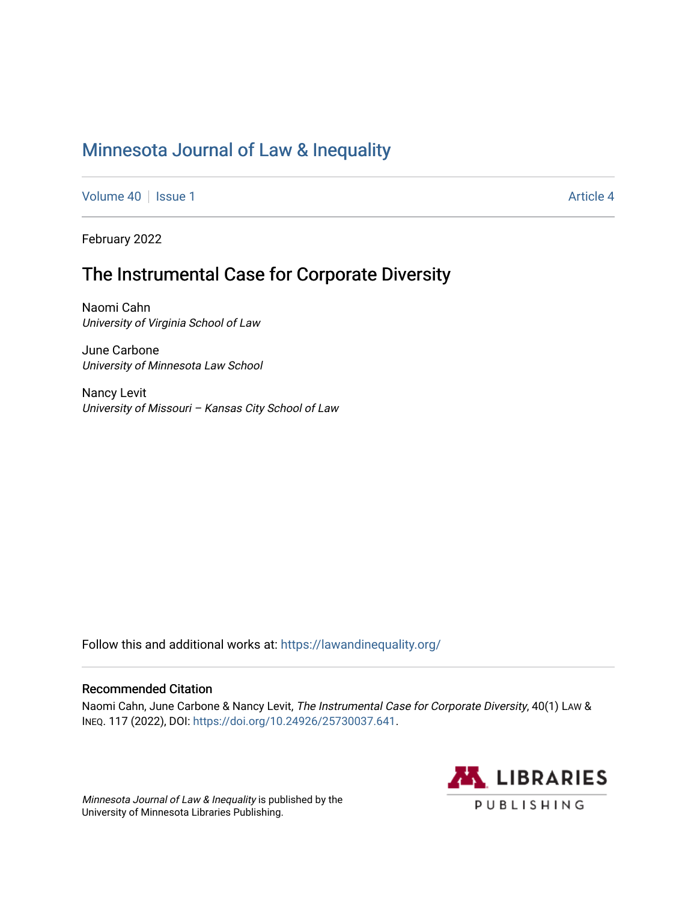# Minnesota Journal of Law & Inequality

Volume 40 | Issue 1 Article 4

February 2022

## The Instrumental Case for Corporate Diversity

Naomi Cahn
*University of Virginia School of Law*

June Carbone
*University of Minnesota Law School*

Nancy Levit
*University of Missouri – Kansas City School of Law*

Follow this and additional works at: https://lawandinequality.org/

### Recommended Citation

Naomi Cahn, June Carbone & Nancy Levit, *The Instrumental Case for Corporate Diversity*, 40(1) LAW & INEQ. 117 (2022), DOI: https://doi.org/10.24926/25730037.641.

*Minnesota Journal of Law & Inequality* is published by the University of Minnesota Libraries Publishing.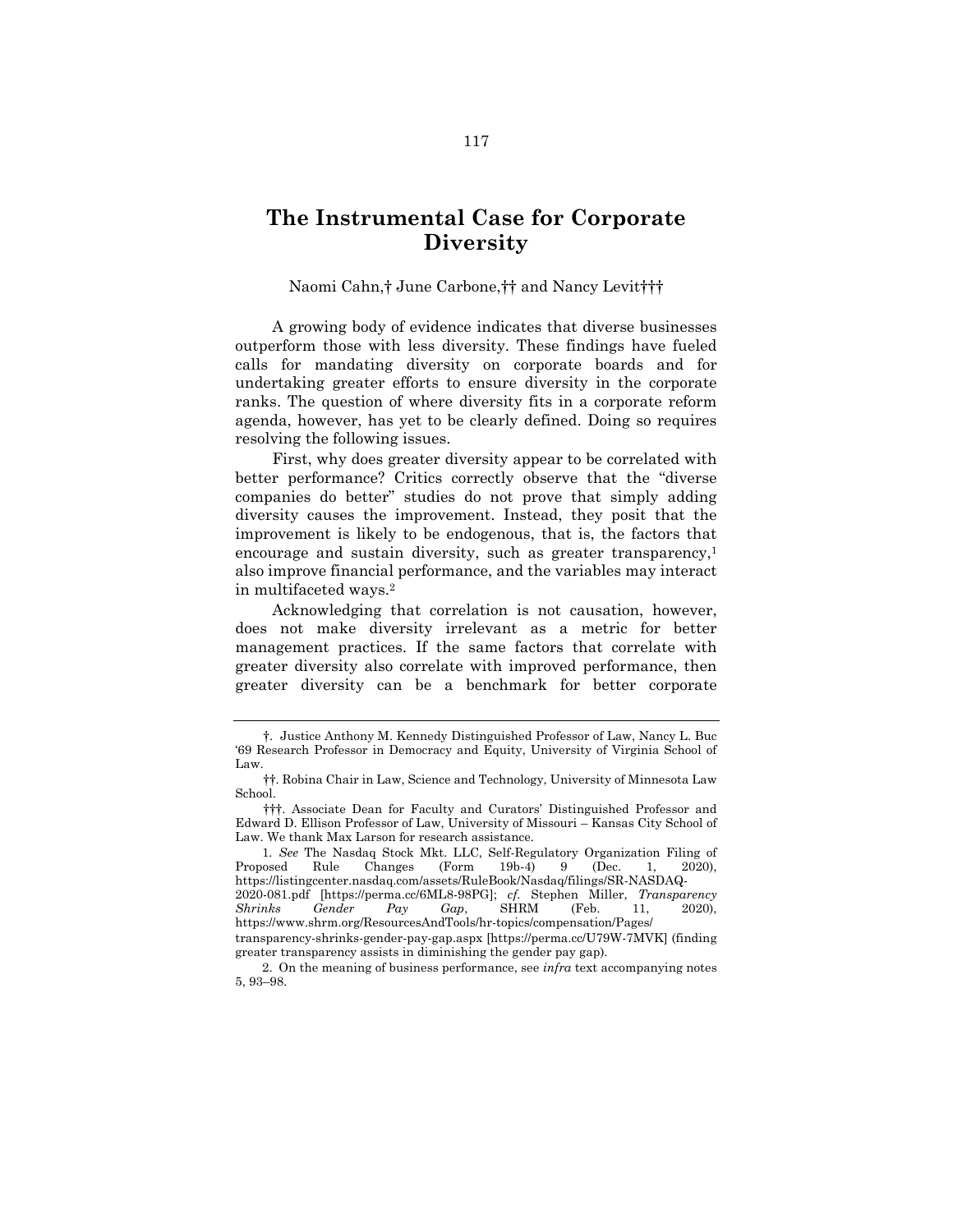# The Instrumental Case for Corporate Diversity

Naomi Cahn,† June Carbone,†† and Nancy Levit†††

A growing body of evidence indicates that diverse businesses outperform those with less diversity. These findings have fueled calls for mandating diversity on corporate boards and for undertaking greater efforts to ensure diversity in the corporate ranks. The question of where diversity fits in a corporate reform agenda, however, has yet to be clearly defined. Doing so requires resolving the following issues.

First, why does greater diversity appear to be correlated with better performance? Critics correctly observe that the "diverse companies do better" studies do not prove that simply adding diversity causes the improvement. Instead, they posit that the improvement is likely to be endogenous, that is, the factors that encourage and sustain diversity, such as greater transparency,[1] also improve financial performance, and the variables may interact in multifaceted ways.[2]

Acknowledging that correlation is not causation, however, does not make diversity irrelevant as a metric for better management practices. If the same factors that correlate with greater diversity also correlate with improved performance, then greater diversity can be a benchmark for better corporate

---

†. Justice Anthony M. Kennedy Distinguished Professor of Law, Nancy L. Buc '69 Research Professor in Democracy and Equity, University of Virginia School of Law.

††. Robina Chair in Law, Science and Technology, University of Minnesota Law School.

†††. Associate Dean for Faculty and Curators' Distinguished Professor and Edward D. Ellison Professor of Law, University of Missouri – Kansas City School of Law. We thank Max Larson for research assistance.

1. *See* The Nasdaq Stock Mkt. LLC, Self-Regulatory Organization Filing of Proposed Rule Changes (Form 19b-4) 9 (Dec. 1, 2020), https://listingcenter.nasdaq.com/assets/RuleBook/Nasdaq/filings/SR-NASDAQ-2020-081.pdf [https://perma.cc/6ML8-98PG]; *cf.* Stephen Miller, *Transparency Shrinks Gender Pay Gap*, SHRM (Feb. 11, 2020), https://www.shrm.org/ResourcesAndTools/hr-topics/compensation/Pages/transparency-shrinks-gender-pay-gap.aspx [https://perma.cc/U79W-7MVK] (finding greater transparency assists in diminishing the gender pay gap).

2. On the meaning of business performance, see *infra* text accompanying notes 5, 93–98.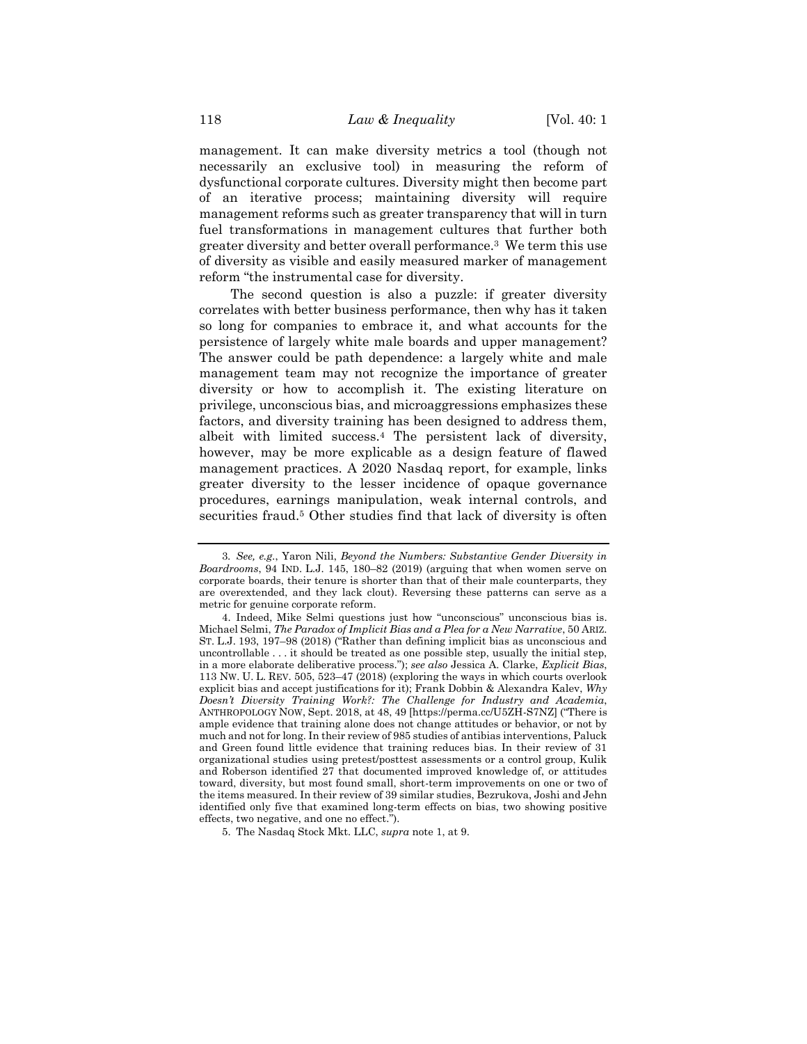management. It can make diversity metrics a tool (though not necessarily an exclusive tool) in measuring the reform of dysfunctional corporate cultures. Diversity might then become part of an iterative process; maintaining diversity will require management reforms such as greater transparency that will in turn fuel transformations in management cultures that further both greater diversity and better overall performance.[3] We term this use of diversity as visible and easily measured marker of management reform "the instrumental case for diversity.

The second question is also a puzzle: if greater diversity correlates with better business performance, then why has it taken so long for companies to embrace it, and what accounts for the persistence of largely white male boards and upper management? The answer could be path dependence: a largely white and male management team may not recognize the importance of greater diversity or how to accomplish it. The existing literature on privilege, unconscious bias, and microaggressions emphasizes these factors, and diversity training has been designed to address them, albeit with limited success.[4] The persistent lack of diversity, however, may be more explicable as a design feature of flawed management practices. A 2020 Nasdaq report, for example, links greater diversity to the lesser incidence of opaque governance procedures, earnings manipulation, weak internal controls, and securities fraud.[5] Other studies find that lack of diversity is often

---

3. *See, e.g.*, Yaron Nili, *Beyond the Numbers: Substantive Gender Diversity in Boardrooms*, 94 IND. L.J. 145, 180–82 (2019) (arguing that when women serve on corporate boards, their tenure is shorter than that of their male counterparts, they are overextended, and they lack clout). Reversing these patterns can serve as a metric for genuine corporate reform.

4. Indeed, Mike Selmi questions just how "unconscious" unconscious bias is. Michael Selmi, *The Paradox of Implicit Bias and a Plea for a New Narrative*, 50 ARIZ. ST. L.J. 193, 197–98 (2018) ("Rather than defining implicit bias as unconscious and uncontrollable . . . it should be treated as one possible step, usually the initial step, in a more elaborate deliberative process."); *see also* Jessica A. Clarke, *Explicit Bias*, 113 NW. U. L. REV. 505, 523–47 (2018) (exploring the ways in which courts overlook explicit bias and accept justifications for it); Frank Dobbin & Alexandra Kalev, *Why Doesn't Diversity Training Work?: The Challenge for Industry and Academia*, ANTHROPOLOGY NOW, Sept. 2018, at 48, 49 [https://perma.cc/U5ZH-S7NZ] ("There is ample evidence that training alone does not change attitudes or behavior, or not by much and not for long. In their review of 985 studies of antibias interventions, Paluck and Green found little evidence that training reduces bias. In their review of 31 organizational studies using pretest/posttest assessments or a control group, Kulik and Roberson identified 27 that documented improved knowledge of, or attitudes toward, diversity, but most found small, short-term improvements on one or two of the items measured. In their review of 39 similar studies, Bezrukova, Joshi and Jehn identified only five that examined long-term effects on bias, two showing positive effects, two negative, and one no effect.").

5. The Nasdaq Stock Mkt. LLC, *supra* note 1, at 9.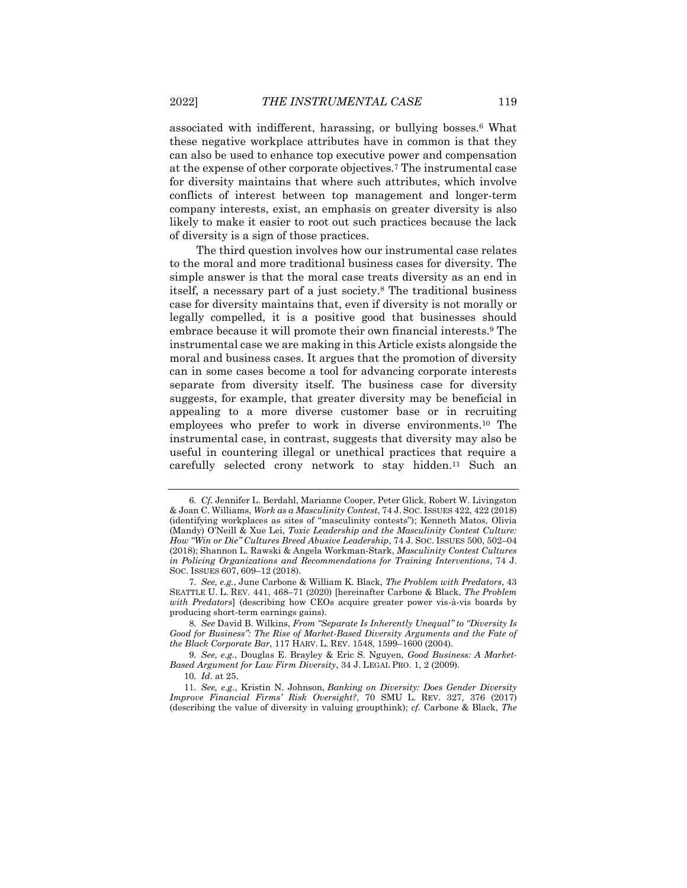associated with indifferent, harassing, or bullying bosses.[6] What these negative workplace attributes have in common is that they can also be used to enhance top executive power and compensation at the expense of other corporate objectives.[7] The instrumental case for diversity maintains that where such attributes, which involve conflicts of interest between top management and longer-term company interests, exist, an emphasis on greater diversity is also likely to make it easier to root out such practices because the lack of diversity is a sign of those practices.

The third question involves how our instrumental case relates to the moral and more traditional business cases for diversity. The simple answer is that the moral case treats diversity as an end in itself, a necessary part of a just society.[8] The traditional business case for diversity maintains that, even if diversity is not morally or legally compelled, it is a positive good that businesses should embrace because it will promote their own financial interests.[9] The instrumental case we are making in this Article exists alongside the moral and business cases. It argues that the promotion of diversity can in some cases become a tool for advancing corporate interests separate from diversity itself. The business case for diversity suggests, for example, that greater diversity may be beneficial in appealing to a more diverse customer base or in recruiting employees who prefer to work in diverse environments.[10] The instrumental case, in contrast, suggests that diversity may also be useful in countering illegal or unethical practices that require a carefully selected crony network to stay hidden.[11] Such an

---

6. *Cf.* Jennifer L. Berdahl, Marianne Cooper, Peter Glick, Robert W. Livingston & Joan C. Williams, *Work as a Masculinity Contest*, 74 J. SOC. ISSUES 422, 422 (2018) (identifying workplaces as sites of "masculinity contests"); Kenneth Matos, Olivia (Mandy) O'Neill & Xue Lei, *Toxic Leadership and the Masculinity Contest Culture: How "Win or Die" Cultures Breed Abusive Leadership*, 74 J. SOC. ISSUES 500, 502–04 (2018); Shannon L. Rawski & Angela Workman-Stark, *Masculinity Contest Cultures in Policing Organizations and Recommendations for Training Interventions*, 74 J. SOC. ISSUES 607, 609–12 (2018).

7. *See, e.g.*, June Carbone & William K. Black, *The Problem with Predators*, 43 SEATTLE U. L. REV. 441, 468–71 (2020) [hereinafter Carbone & Black, *The Problem with Predators*] (describing how CEOs acquire greater power vis-à-vis boards by producing short-term earnings gains).

8. *See* David B. Wilkins, *From "Separate Is Inherently Unequal" to "Diversity Is Good for Business": The Rise of Market-Based Diversity Arguments and the Fate of the Black Corporate Bar*, 117 HARV. L. REV. 1548, 1599–1600 (2004).

9. *See, e.g.*, Douglas E. Brayley & Eric S. Nguyen, *Good Business: A Market-Based Argument for Law Firm Diversity*, 34 J. LEGAL PRO. 1, 2 (2009).

10. *Id.* at 25.

11. *See, e.g.*, Kristin N. Johnson, *Banking on Diversity: Does Gender Diversity Improve Financial Firms' Risk Oversight?*, 70 SMU L. REV. 327, 376 (2017) (describing the value of diversity in valuing groupthink); *cf.* Carbone & Black, *The*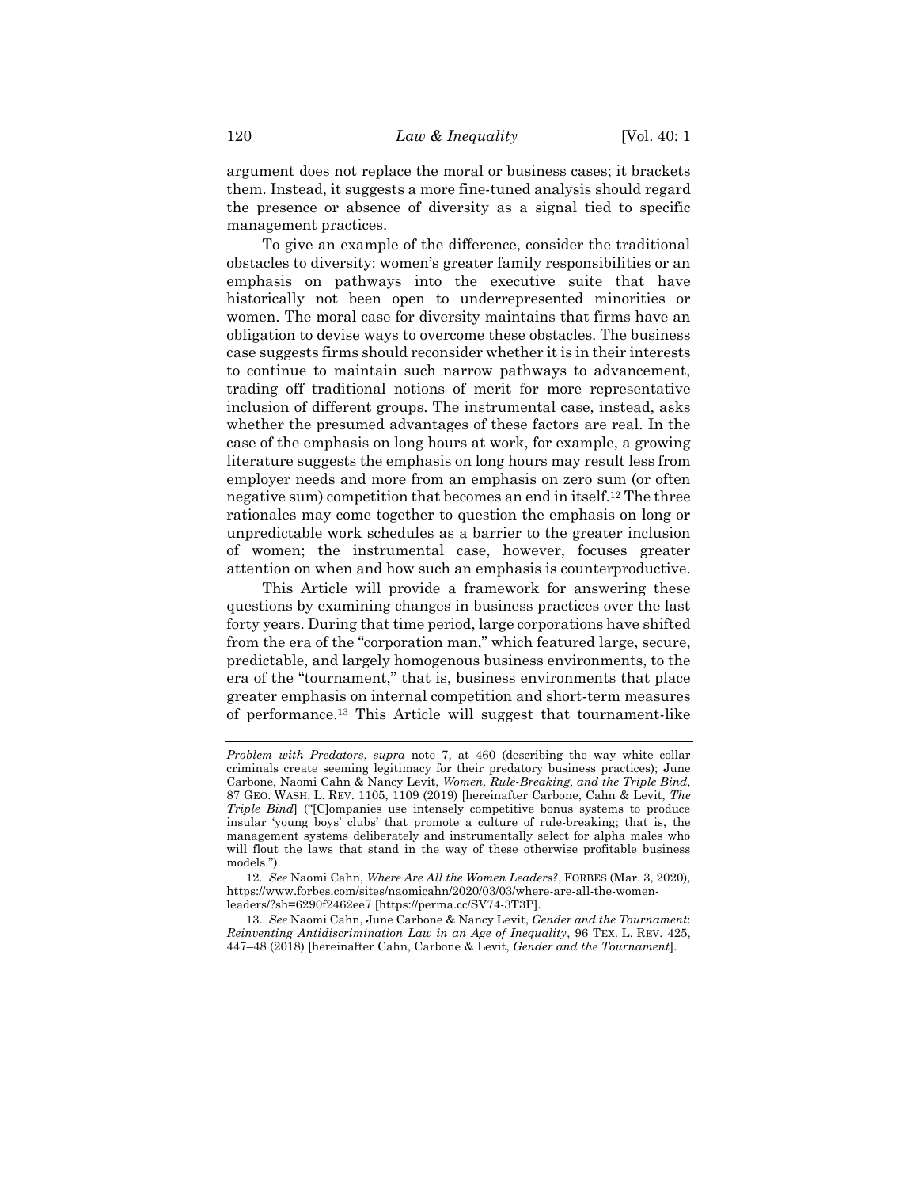argument does not replace the moral or business cases; it brackets them. Instead, it suggests a more fine-tuned analysis should regard the presence or absence of diversity as a signal tied to specific management practices.

To give an example of the difference, consider the traditional obstacles to diversity: women's greater family responsibilities or an emphasis on pathways into the executive suite that have historically not been open to underrepresented minorities or women. The moral case for diversity maintains that firms have an obligation to devise ways to overcome these obstacles. The business case suggests firms should reconsider whether it is in their interests to continue to maintain such narrow pathways to advancement, trading off traditional notions of merit for more representative inclusion of different groups. The instrumental case, instead, asks whether the presumed advantages of these factors are real. In the case of the emphasis on long hours at work, for example, a growing literature suggests the emphasis on long hours may result less from employer needs and more from an emphasis on zero sum (or often negative sum) competition that becomes an end in itself.[12] The three rationales may come together to question the emphasis on long or unpredictable work schedules as a barrier to the greater inclusion of women; the instrumental case, however, focuses greater attention on when and how such an emphasis is counterproductive.

This Article will provide a framework for answering these questions by examining changes in business practices over the last forty years. During that time period, large corporations have shifted from the era of the "corporation man," which featured large, secure, predictable, and largely homogenous business environments, to the era of the "tournament," that is, business environments that place greater emphasis on internal competition and short-term measures of performance.[13] This Article will suggest that tournament-like

---

*Problem with Predators*, *supra* note 7, at 460 (describing the way white collar criminals create seeming legitimacy for their predatory business practices); June Carbone, Naomi Cahn & Nancy Levit, *Women, Rule-Breaking, and the Triple Bind*, 87 GEO. WASH. L. REV. 1105, 1109 (2019) [hereinafter Carbone, Cahn & Levit, *The Triple Bind*] ("[C]ompanies use intensely competitive bonus systems to produce insular 'young boys' clubs' that promote a culture of rule-breaking; that is, the management systems deliberately and instrumentally select for alpha males who will flout the laws that stand in the way of these otherwise profitable business models.").

12. *See* Naomi Cahn, *Where Are All the Women Leaders?*, FORBES (Mar. 3, 2020), https://www.forbes.com/sites/naomicahn/2020/03/03/where-are-all-the-women-leaders/?sh=6290f2462ee7 [https://perma.cc/SV74-3T3P].

13. *See* Naomi Cahn, June Carbone & Nancy Levit, *Gender and the Tournament*: *Reinventing Antidiscrimination Law in an Age of Inequality*, 96 TEX. L. REV. 425, 447–48 (2018) [hereinafter Cahn, Carbone & Levit, *Gender and the Tournament*].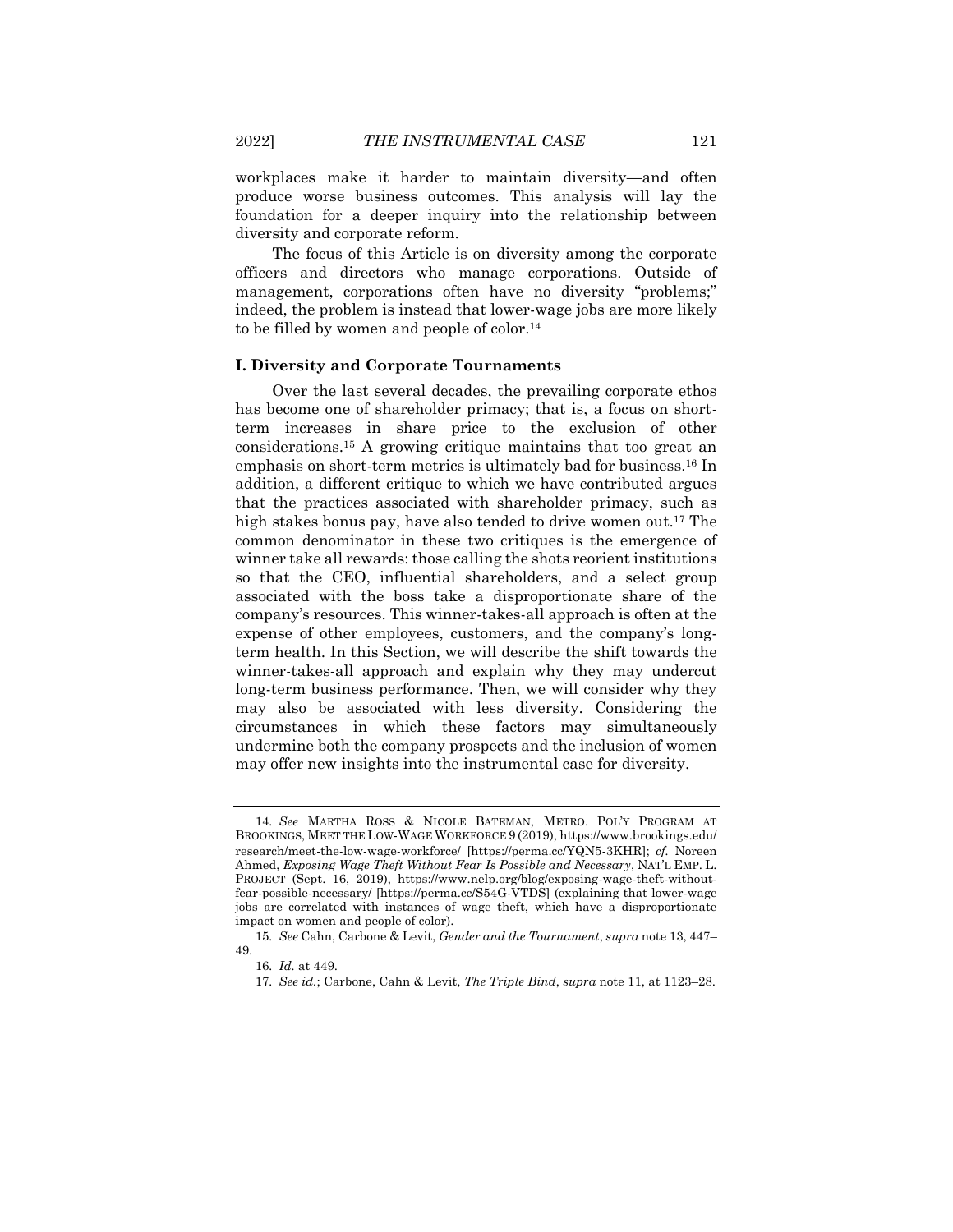workplaces make it harder to maintain diversity—and often produce worse business outcomes. This analysis will lay the foundation for a deeper inquiry into the relationship between diversity and corporate reform.

The focus of this Article is on diversity among the corporate officers and directors who manage corporations. Outside of management, corporations often have no diversity "problems;" indeed, the problem is instead that lower-wage jobs are more likely to be filled by women and people of color.[14]

## I. Diversity and Corporate Tournaments

Over the last several decades, the prevailing corporate ethos has become one of shareholder primacy; that is, a focus on short-term increases in share price to the exclusion of other considerations.[15] A growing critique maintains that too great an emphasis on short-term metrics is ultimately bad for business.[16] In addition, a different critique to which we have contributed argues that the practices associated with shareholder primacy, such as high stakes bonus pay, have also tended to drive women out.[17] The common denominator in these two critiques is the emergence of winner take all rewards: those calling the shots reorient institutions so that the CEO, influential shareholders, and a select group associated with the boss take a disproportionate share of the company's resources. This winner-takes-all approach is often at the expense of other employees, customers, and the company's long-term health. In this Section, we will describe the shift towards the winner-takes-all approach and explain why they may undercut long-term business performance. Then, we will consider why they may also be associated with less diversity. Considering the circumstances in which these factors may simultaneously undermine both the company prospects and the inclusion of women may offer new insights into the instrumental case for diversity.

---

14. *See* MARTHA ROSS & NICOLE BATEMAN, METRO. POL'Y PROGRAM AT BROOKINGS, MEET THE LOW-WAGE WORKFORCE 9 (2019), https://www.brookings.edu/research/meet-the-low-wage-workforce/ [https://perma.cc/YQN5-3KHR]; *cf.* Noreen Ahmed, *Exposing Wage Theft Without Fear Is Possible and Necessary*, NAT'L EMP. L. PROJECT (Sept. 16, 2019), https://www.nelp.org/blog/exposing-wage-theft-without-fear-possible-necessary/ [https://perma.cc/S54G-VTDS] (explaining that lower-wage jobs are correlated with instances of wage theft, which have a disproportionate impact on women and people of color).

15. *See* Cahn, Carbone & Levit, *Gender and the Tournament*, *supra* note 13, 447–49.

16. *Id.* at 449.

17. *See id.*; Carbone, Cahn & Levit, *The Triple Bind*, *supra* note 11, at 1123–28.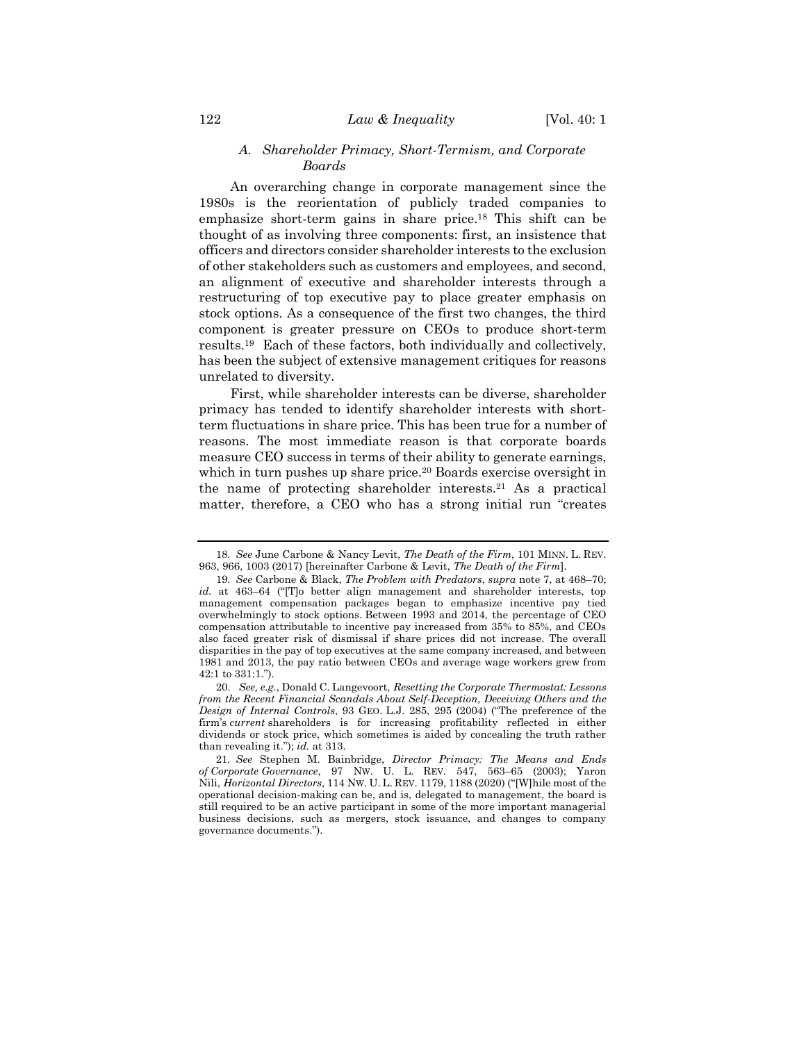### A. *Shareholder Primacy, Short-Termism, and Corporate Boards*

An overarching change in corporate management since the 1980s is the reorientation of publicly traded companies to emphasize short-term gains in share price.[18] This shift can be thought of as involving three components: first, an insistence that officers and directors consider shareholder interests to the exclusion of other stakeholders such as customers and employees, and second, an alignment of executive and shareholder interests through a restructuring of top executive pay to place greater emphasis on stock options. As a consequence of the first two changes, the third component is greater pressure on CEOs to produce short-term results.[19] Each of these factors, both individually and collectively, has been the subject of extensive management critiques for reasons unrelated to diversity.

First, while shareholder interests can be diverse, shareholder primacy has tended to identify shareholder interests with short-term fluctuations in share price. This has been true for a number of reasons. The most immediate reason is that corporate boards measure CEO success in terms of their ability to generate earnings, which in turn pushes up share price.[20] Boards exercise oversight in the name of protecting shareholder interests.[21] As a practical matter, therefore, a CEO who has a strong initial run "creates

---

18. *See* June Carbone & Nancy Levit, *The Death of the Firm*, 101 MINN. L. REV. 963, 966, 1003 (2017) [hereinafter Carbone & Levit, *The Death of the Firm*].

19. *See* Carbone & Black, *The Problem with Predators*, *supra* note 7, at 468–70; *id.* at 463–64 ("[T]o better align management and shareholder interests, top management compensation packages began to emphasize incentive pay tied overwhelmingly to stock options. Between 1993 and 2014, the percentage of CEO compensation attributable to incentive pay increased from 35% to 85%, and CEOs also faced greater risk of dismissal if share prices did not increase. The overall disparities in the pay of top executives at the same company increased, and between 1981 and 2013, the pay ratio between CEOs and average wage workers grew from 42:1 to 331:1.").

20. *See, e.g.*, Donald C. Langevoort, *Resetting the Corporate Thermostat: Lessons from the Recent Financial Scandals About Self-Deception, Deceiving Others and the Design of Internal Controls*, 93 GEO. L.J. 285, 295 (2004) ("The preference of the firm's *current* shareholders is for increasing profitability reflected in either dividends or stock price, which sometimes is aided by concealing the truth rather than revealing it."); *id.* at 313.

21. *See* Stephen M. Bainbridge, *Director Primacy: The Means and Ends of Corporate Governance*, 97 NW. U. L. REV. 547, 563–65 (2003); Yaron Nili, *Horizontal Directors*, 114 NW. U. L. REV. 1179, 1188 (2020) ("[W]hile most of the operational decision-making can be, and is, delegated to management, the board is still required to be an active participant in some of the more important managerial business decisions, such as mergers, stock issuance, and changes to company governance documents.").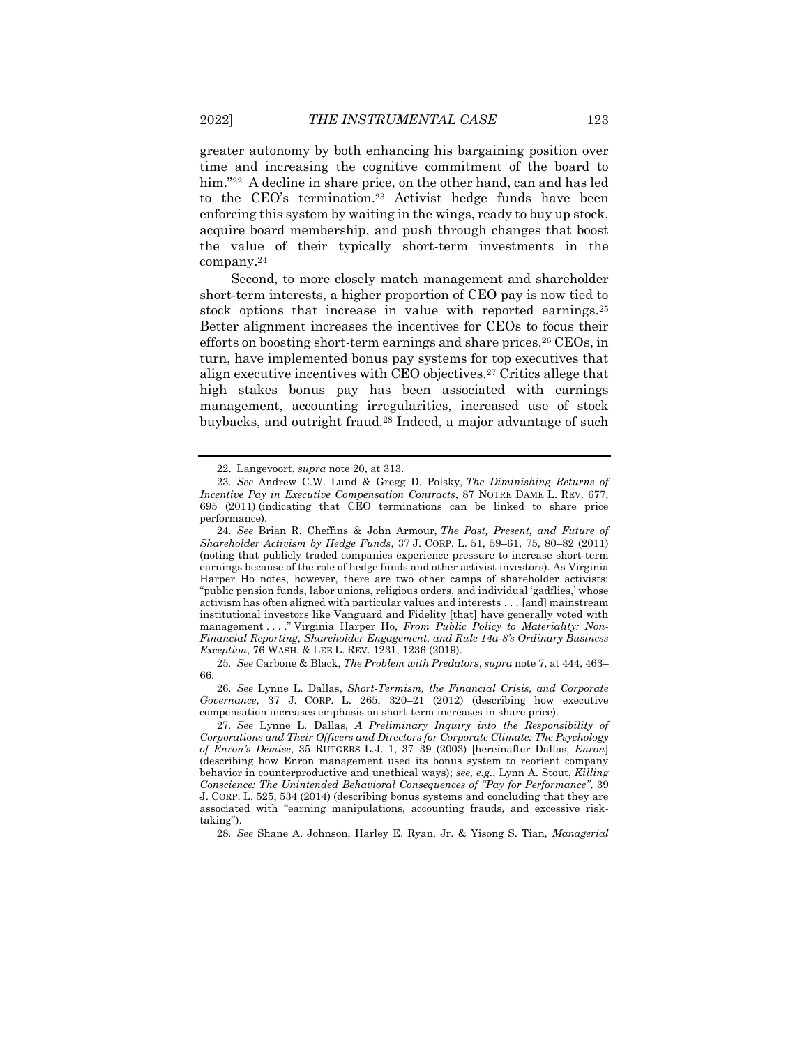greater autonomy by both enhancing his bargaining position over time and increasing the cognitive commitment of the board to him."[22] A decline in share price, on the other hand, can and has led to the CEO's termination.[23] Activist hedge funds have been enforcing this system by waiting in the wings, ready to buy up stock, acquire board membership, and push through changes that boost the value of their typically short-term investments in the company.[24]

Second, to more closely match management and shareholder short-term interests, a higher proportion of CEO pay is now tied to stock options that increase in value with reported earnings.[25] Better alignment increases the incentives for CEOs to focus their efforts on boosting short-term earnings and share prices.[26] CEOs, in turn, have implemented bonus pay systems for top executives that align executive incentives with CEO objectives.[27] Critics allege that high stakes bonus pay has been associated with earnings management, accounting irregularities, increased use of stock buybacks, and outright fraud.[28] Indeed, a major advantage of such

---

22. Langevoort, *supra* note 20, at 313.

23. *See* Andrew C.W. Lund & Gregg D. Polsky, *The Diminishing Returns of Incentive Pay in Executive Compensation Contracts*, 87 NOTRE DAME L. REV. 677, 695 (2011) (indicating that CEO terminations can be linked to share price performance).

24. *See* Brian R. Cheffins & John Armour, *The Past, Present, and Future of Shareholder Activism by Hedge Funds*, 37 J. CORP. L. 51, 59–61, 75, 80–82 (2011) (noting that publicly traded companies experience pressure to increase short-term earnings because of the role of hedge funds and other activist investors). As Virginia Harper Ho notes, however, there are two other camps of shareholder activists: "public pension funds, labor unions, religious orders, and individual 'gadflies,' whose activism has often aligned with particular values and interests . . . [and] mainstream institutional investors like Vanguard and Fidelity [that] have generally voted with management . . . ." Virginia Harper Ho, *From Public Policy to Materiality: Non-Financial Reporting, Shareholder Engagement, and Rule 14a-8's Ordinary Business Exception*, 76 WASH. & LEE L. REV. 1231, 1236 (2019).

25. *See* Carbone & Black, *The Problem with Predators*, *supra* note 7, at 444, 463–66.

26. *See* Lynne L. Dallas, *Short-Termism, the Financial Crisis, and Corporate Governance*, 37 J. CORP. L. 265, 320–21 (2012) (describing how executive compensation increases emphasis on short-term increases in share price).

27. *See* Lynne L. Dallas, *A Preliminary Inquiry into the Responsibility of Corporations and Their Officers and Directors for Corporate Climate: The Psychology of Enron's Demise*, 35 RUTGERS L.J. 1, 37–39 (2003) [hereinafter Dallas, *Enron*] (describing how Enron management used its bonus system to reorient company behavior in counterproductive and unethical ways); *see, e.g.*, Lynn A. Stout, *Killing Conscience: The Unintended Behavioral Consequences of "Pay for Performance"*, 39 J. CORP. L. 525, 534 (2014) (describing bonus systems and concluding that they are associated with "earning manipulations, accounting frauds, and excessive risk-taking").

28. *See* Shane A. Johnson, Harley E. Ryan, Jr. & Yisong S. Tian, *Managerial*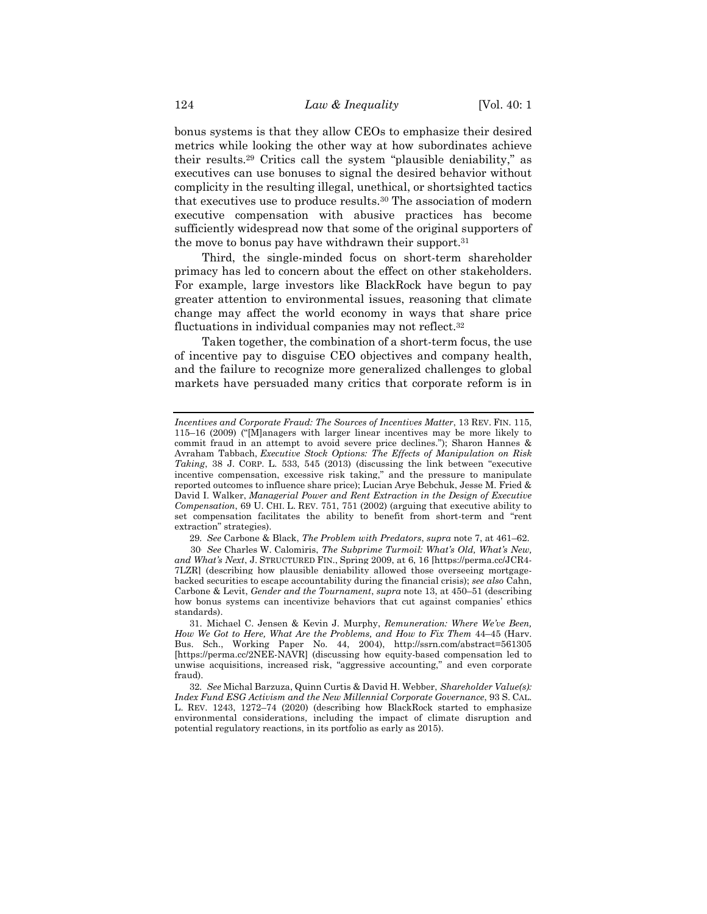bonus systems is that they allow CEOs to emphasize their desired metrics while looking the other way at how subordinates achieve their results.[29] Critics call the system "plausible deniability," as executives can use bonuses to signal the desired behavior without complicity in the resulting illegal, unethical, or shortsighted tactics that executives use to produce results.[30] The association of modern executive compensation with abusive practices has become sufficiently widespread now that some of the original supporters of the move to bonus pay have withdrawn their support.[31]

Third, the single-minded focus on short-term shareholder primacy has led to concern about the effect on other stakeholders. For example, large investors like BlackRock have begun to pay greater attention to environmental issues, reasoning that climate change may affect the world economy in ways that share price fluctuations in individual companies may not reflect.[32]

Taken together, the combination of a short-term focus, the use of incentive pay to disguise CEO objectives and company health, and the failure to recognize more generalized challenges to global markets have persuaded many critics that corporate reform is in

---

*Incentives and Corporate Fraud: The Sources of Incentives Matter*, 13 REV. FIN. 115, 115–16 (2009) ("[M]anagers with larger linear incentives may be more likely to commit fraud in an attempt to avoid severe price declines."); Sharon Hannes & Avraham Tabbach, *Executive Stock Options: The Effects of Manipulation on Risk Taking*, 38 J. CORP. L. 533, 545 (2013) (discussing the link between "executive incentive compensation, excessive risk taking," and the pressure to manipulate reported outcomes to influence share price); Lucian Arye Bebchuk, Jesse M. Fried & David I. Walker, *Managerial Power and Rent Extraction in the Design of Executive Compensation*, 69 U. CHI. L. REV. 751, 751 (2002) (arguing that executive ability to set compensation facilitates the ability to benefit from short-term and "rent extraction" strategies).

29. *See* Carbone & Black, *The Problem with Predators*, *supra* note 7, at 461–62.

30. *See* Charles W. Calomiris, *The Subprime Turmoil: What's Old, What's New, and What's Next*, J. STRUCTURED FIN., Spring 2009, at 6, 16 [https://perma.cc/JCR4-7LZR] (describing how plausible deniability allowed those overseeing mortgage-backed securities to escape accountability during the financial crisis); *see also* Cahn, Carbone & Levit, *Gender and the Tournament*, *supra* note 13, at 450–51 (describing how bonus systems can incentivize behaviors that cut against companies' ethics standards).

31. Michael C. Jensen & Kevin J. Murphy, *Remuneration: Where We've Been, How We Got to Here, What Are the Problems, and How to Fix Them* 44–45 (Harv. Bus. Sch., Working Paper No. 44, 2004), http://ssrn.com/abstract=561305 [https://perma.cc/2NEE-NAVR] (discussing how equity-based compensation led to unwise acquisitions, increased risk, "aggressive accounting," and even corporate fraud).

32. *See* Michal Barzuza, Quinn Curtis & David H. Webber, *Shareholder Value(s): Index Fund ESG Activism and the New Millennial Corporate Governance*, 93 S. CAL. L. REV. 1243, 1272–74 (2020) (describing how BlackRock started to emphasize environmental considerations, including the impact of climate disruption and potential regulatory reactions, in its portfolio as early as 2015).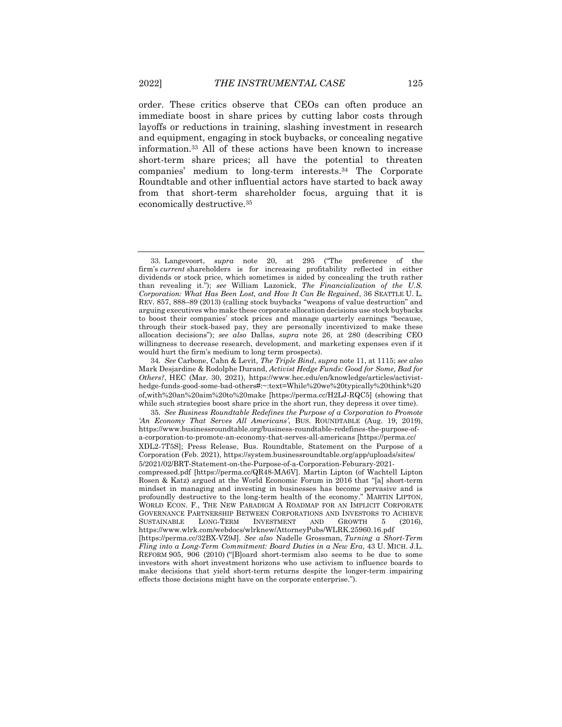order. These critics observe that CEOs can often produce an immediate boost in share prices by cutting labor costs through layoffs or reductions in training, slashing investment in research and equipment, engaging in stock buybacks, or concealing negative information.[33] All of these actions have been known to increase short-term share prices; all have the potential to threaten companies' medium to long-term interests.[34] The Corporate Roundtable and other influential actors have started to back away from that short-term shareholder focus, arguing that it is economically destructive.[35]

---

33. Langevoort, *supra* note 20, at 295 ("The preference of the firm's *current* shareholders is for increasing profitability reflected in either dividends or stock price, which sometimes is aided by concealing the truth rather than revealing it."); *see* William Lazonick, *The Financialization of the U.S. Corporation: What Has Been Lost, and How It Can Be Regained*, 36 SEATTLE U. L. REV. 857, 888–89 (2013) (calling stock buybacks "weapons of value destruction" and arguing executives who make these corporate allocation decisions use stock buybacks to boost their companies' stock prices and manage quarterly earnings "because, through their stock-based pay, they are personally incentivized to make these allocation decisions"); *see also* Dallas, *supra* note 26, at 280 (describing CEO willingness to decrease research, development, and marketing expenses even if it would hurt the firm's medium to long term prospects).

34. *See* Carbone, Cahn & Levit, *The Triple Bind*, *supra* note 11, at 1115; *see also* Mark Desjardine & Rodolphe Durand, *Activist Hedge Funds: Good for Some, Bad for Others?*, HEC (Mar. 30, 2021), https://www.hec.edu/en/knowledge/articles/activist-hedge-funds-good-some-bad-others#:~:text=While%20we%20typically%20think%20of,with%20an%20aim%20to%20make [https://perma.cc/H2LJ-RQC5] (showing that while such strategies boost share price in the short run, they depress it over time).

35. *See Business Roundtable Redefines the Purpose of a Corporation to Promote 'An Economy That Serves All Americans'*, BUS. ROUNDTABLE (Aug. 19, 2019), https://www.businessroundtable.org/business-roundtable-redefines-the-purpose-of-a-corporation-to-promote-an-economy-that-serves-all-americans [https://perma.cc/XDL2-7T5S]; Press Release, Bus. Roundtable, Statement on the Purpose of a Corporation (Feb. 2021), https://system.businessroundtable.org/app/uploads/sites/5/2021/02/BRT-Statement-on-the-Purpose-of-a-Corporation-Feburary-2021-compressed.pdf [https://perma.cc/QR48-MA6V]. Martin Lipton (of Wachtell Lipton Rosen & Katz) argued at the World Economic Forum in 2016 that "[a] short-term mindset in managing and investing in businesses has become pervasive and is profoundly destructive to the long-term health of the economy." MARTIN LIPTON, WORLD ECON. F., THE NEW PARADIGM A ROADMAP FOR AN IMPLICIT CORPORATE GOVERNANCE PARTNERSHIP BETWEEN CORPORATIONS AND INVESTORS TO ACHIEVE SUSTAINABLE LONG-TERM INVESTMENT AND GROWTH 5 (2016), https://www.wlrk.com/webdocs/wlrknew/AttorneyPubs/WLRK.25960.16.pdf [https://perma.cc/32BX-VZ9J]. *See also* Nadelle Grossman, *Turning a Short-Term Fling into a Long-Term Commitment: Board Duties in a New Era*, 43 U. MICH. J.L. REFORM 905, 906 (2010) ("[B]oard short-termism also seems to be due to some investors with short investment horizons who use activism to influence boards to make decisions that yield short-term returns despite the longer-term impairing effects those decisions might have on the corporate enterprise.").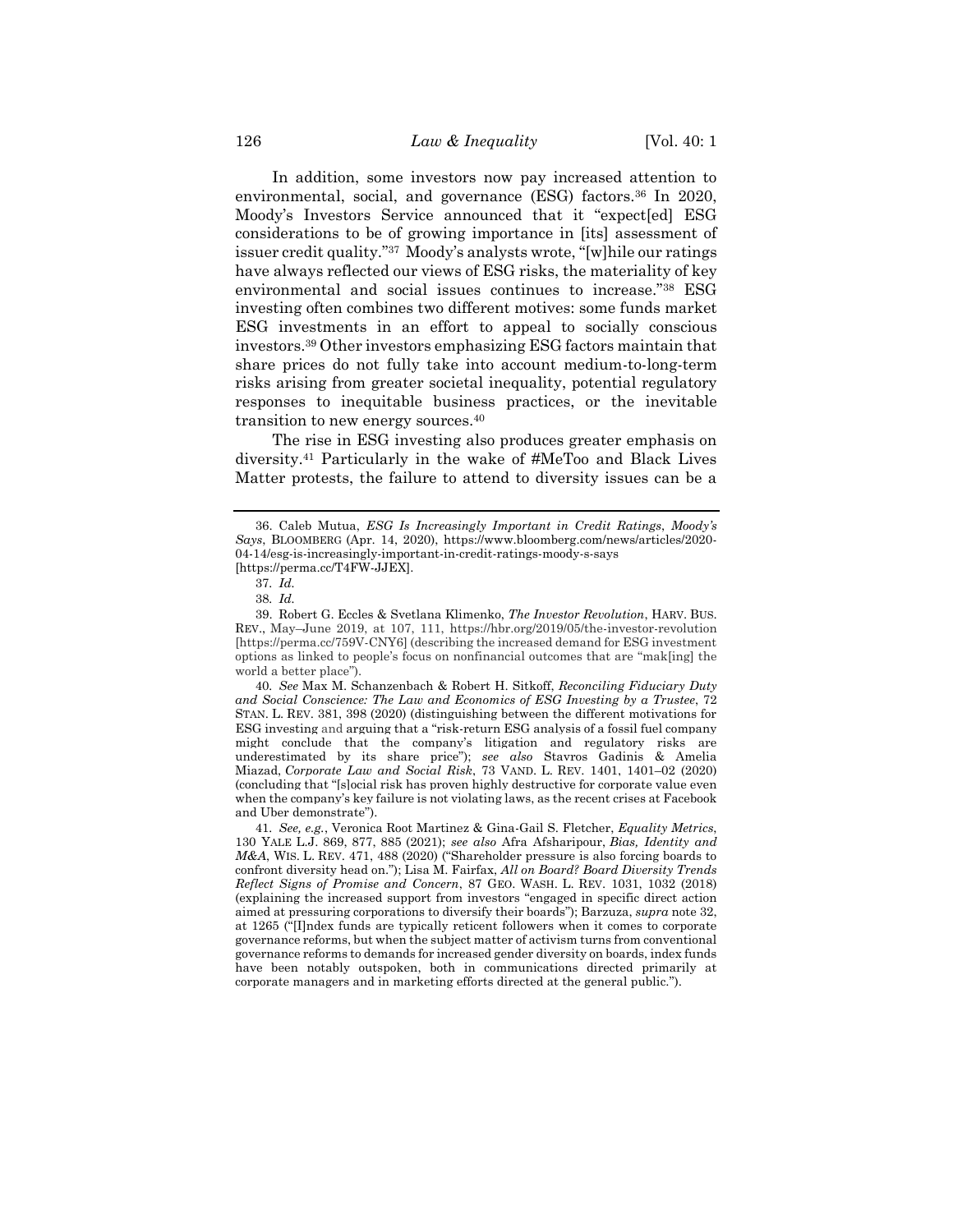In addition, some investors now pay increased attention to environmental, social, and governance (ESG) factors.[36] In 2020, Moody's Investors Service announced that it "expect[ed] ESG considerations to be of growing importance in [its] assessment of issuer credit quality."[37] Moody's analysts wrote, "[w]hile our ratings have always reflected our views of ESG risks, the materiality of key environmental and social issues continues to increase."[38] ESG investing often combines two different motives: some funds market ESG investments in an effort to appeal to socially conscious investors.[39] Other investors emphasizing ESG factors maintain that share prices do not fully take into account medium-to-long-term risks arising from greater societal inequality, potential regulatory responses to inequitable business practices, or the inevitable transition to new energy sources.[40]

The rise in ESG investing also produces greater emphasis on diversity.[41] Particularly in the wake of #MeToo and Black Lives Matter protests, the failure to attend to diversity issues can be a

---

36. Caleb Mutua, *ESG Is Increasingly Important in Credit Ratings, Moody's Says*, BLOOMBERG (Apr. 14, 2020), https://www.bloomberg.com/news/articles/2020-04-14/esg-is-increasingly-important-in-credit-ratings-moody-s-says [https://perma.cc/T4FW-JJEX].

37. *Id.*

38. *Id.*

39. Robert G. Eccles & Svetlana Klimenko, *The Investor Revolution*, HARV. BUS. REV., May–June 2019, at 107, 111, https://hbr.org/2019/05/the-investor-revolution [https://perma.cc/759V-CNY6] (describing the increased demand for ESG investment options as linked to people's focus on nonfinancial outcomes that are "mak[ing] the world a better place").

40. *See* Max M. Schanzenbach & Robert H. Sitkoff, *Reconciling Fiduciary Duty and Social Conscience: The Law and Economics of ESG Investing by a Trustee*, 72 STAN. L. REV. 381, 398 (2020) (distinguishing between the different motivations for ESG investing and arguing that a "risk-return ESG analysis of a fossil fuel company might conclude that the company's litigation and regulatory risks are underestimated by its share price"); *see also* Stavros Gadinis & Amelia Miazad, *Corporate Law and Social Risk*, 73 VAND. L. REV. 1401, 1401–02 (2020) (concluding that "[s]ocial risk has proven highly destructive for corporate value even when the company's key failure is not violating laws, as the recent crises at Facebook and Uber demonstrate").

41. *See, e.g.*, Veronica Root Martinez & Gina-Gail S. Fletcher, *Equality Metrics*, 130 YALE L.J. 869, 877, 885 (2021); *see also* Afra Afsharipour, *Bias, Identity and M&A*, WIS. L. REV. 471, 488 (2020) ("Shareholder pressure is also forcing boards to confront diversity head on."); Lisa M. Fairfax, *All on Board? Board Diversity Trends Reflect Signs of Promise and Concern*, 87 GEO. WASH. L. REV. 1031, 1032 (2018) (explaining the increased support from investors "engaged in specific direct action aimed at pressuring corporations to diversify their boards"); Barzuza, *supra* note 32, at 1265 ("[I]ndex funds are typically reticent followers when it comes to corporate governance reforms, but when the subject matter of activism turns from conventional governance reforms to demands for increased gender diversity on boards, index funds have been notably outspoken, both in communications directed primarily at corporate managers and in marketing efforts directed at the general public.").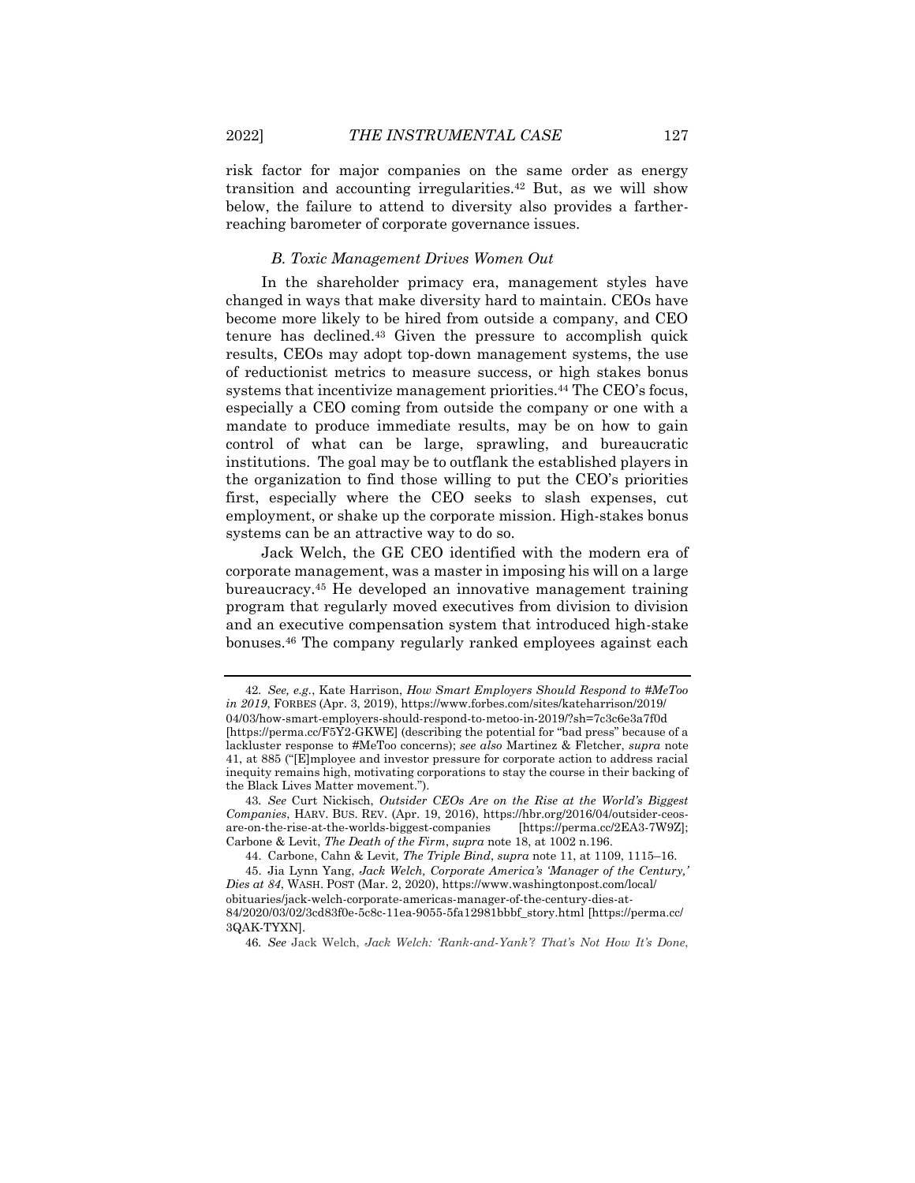risk factor for major companies on the same order as energy transition and accounting irregularities.[42] But, as we will show below, the failure to attend to diversity also provides a farther-reaching barometer of corporate governance issues.

### *B. Toxic Management Drives Women Out*

In the shareholder primacy era, management styles have changed in ways that make diversity hard to maintain. CEOs have become more likely to be hired from outside a company, and CEO tenure has declined.[43] Given the pressure to accomplish quick results, CEOs may adopt top-down management systems, the use of reductionist metrics to measure success, or high stakes bonus systems that incentivize management priorities.[44] The CEO's focus, especially a CEO coming from outside the company or one with a mandate to produce immediate results, may be on how to gain control of what can be large, sprawling, and bureaucratic institutions. The goal may be to outflank the established players in the organization to find those willing to put the CEO's priorities first, especially where the CEO seeks to slash expenses, cut employment, or shake up the corporate mission. High-stakes bonus systems can be an attractive way to do so.

Jack Welch, the GE CEO identified with the modern era of corporate management, was a master in imposing his will on a large bureaucracy.[45] He developed an innovative management training program that regularly moved executives from division to division and an executive compensation system that introduced high-stake bonuses.[46] The company regularly ranked employees against each

---

42. *See, e.g.*, Kate Harrison, *How Smart Employers Should Respond to #MeToo in 2019*, FORBES (Apr. 3, 2019), https://www.forbes.com/sites/kateharrison/2019/04/03/how-smart-employers-should-respond-to-metoo-in-2019/?sh=7c3c6e3a7f0d [https://perma.cc/F5Y2-GKWE] (describing the potential for "bad press" because of a lackluster response to #MeToo concerns); *see also* Martinez & Fletcher, *supra* note 41, at 885 ("[E]mployee and investor pressure for corporate action to address racial inequity remains high, motivating corporations to stay the course in their backing of the Black Lives Matter movement.").

43. *See* Curt Nickisch, *Outsider CEOs Are on the Rise at the World's Biggest Companies*, HARV. BUS. REV. (Apr. 19, 2016), https://hbr.org/2016/04/outsider-ceos-are-on-the-rise-at-the-worlds-biggest-companies [https://perma.cc/2EA3-7W9Z]; Carbone & Levit, *The Death of the Firm*, *supra* note 18, at 1002 n.196.

44. Carbone, Cahn & Levit, *The Triple Bind*, *supra* note 11, at 1109, 1115–16.

45. Jia Lynn Yang, *Jack Welch, Corporate America's 'Manager of the Century,' Dies at 84*, WASH. POST (Mar. 2, 2020), https://www.washingtonpost.com/local/obituaries/jack-welch-corporate-americas-manager-of-the-century-dies-at-84/2020/03/02/3cd83f0e-5c8c-11ea-9055-5fa12981bbbf_story.html [https://perma.cc/3QAK-TYXN].

46. *See* Jack Welch, *Jack Welch: 'Rank-and-Yank'? That's Not How It's Done*,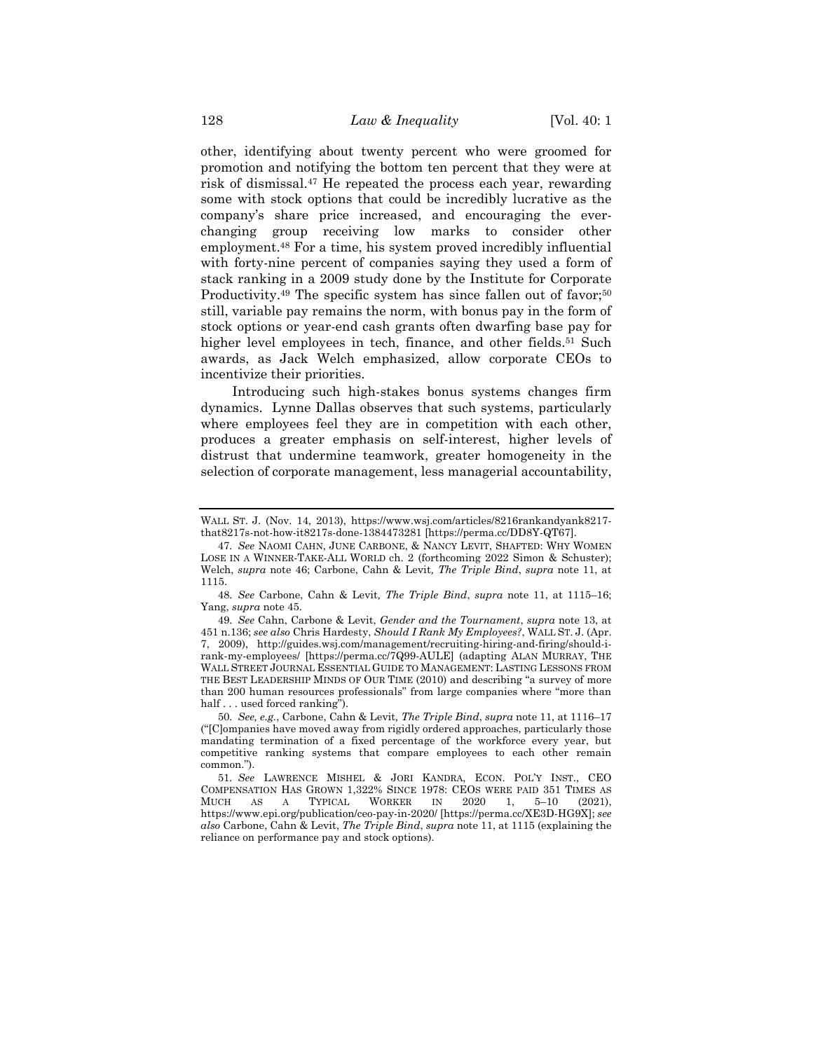other, identifying about twenty percent who were groomed for promotion and notifying the bottom ten percent that they were at risk of dismissal.[47] He repeated the process each year, rewarding some with stock options that could be incredibly lucrative as the company's share price increased, and encouraging the ever-changing group receiving low marks to consider other employment.[48] For a time, his system proved incredibly influential with forty-nine percent of companies saying they used a form of stack ranking in a 2009 study done by the Institute for Corporate Productivity.[49] The specific system has since fallen out of favor;[50] still, variable pay remains the norm, with bonus pay in the form of stock options or year-end cash grants often dwarfing base pay for higher level employees in tech, finance, and other fields.[51] Such awards, as Jack Welch emphasized, allow corporate CEOs to incentivize their priorities.

Introducing such high-stakes bonus systems changes firm dynamics. Lynne Dallas observes that such systems, particularly where employees feel they are in competition with each other, produces a greater emphasis on self-interest, higher levels of distrust that undermine teamwork, greater homogeneity in the selection of corporate management, less managerial accountability,

---

WALL ST. J. (Nov. 14, 2013), https://www.wsj.com/articles/8216rankandyank8217-that8217s-not-how-it8217s-done-1384473281 [https://perma.cc/DD8Y-QT67].

47. *See* NAOMI CAHN, JUNE CARBONE, & NANCY LEVIT, SHAFTED: WHY WOMEN LOSE IN A WINNER-TAKE-ALL WORLD ch. 2 (forthcoming 2022 Simon & Schuster); Welch, *supra* note 46; Carbone, Cahn & Levit, *The Triple Bind*, *supra* note 11, at 1115.

48. *See* Carbone, Cahn & Levit, *The Triple Bind*, *supra* note 11, at 1115–16; Yang, *supra* note 45.

49. *See* Cahn, Carbone & Levit, *Gender and the Tournament*, *supra* note 13, at 451 n.136; *see also* Chris Hardesty, *Should I Rank My Employees?*, WALL ST. J. (Apr. 7, 2009), http://guides.wsj.com/management/recruiting-hiring-and-firing/should-i-rank-my-employees/ [https://perma.cc/7Q99-AULE] (adapting ALAN MURRAY, THE WALL STREET JOURNAL ESSENTIAL GUIDE TO MANAGEMENT: LASTING LESSONS FROM THE BEST LEADERSHIP MINDS OF OUR TIME (2010) and describing "a survey of more than 200 human resources professionals" from large companies where "more than half . . . used forced ranking").

50. *See, e.g.*, Carbone, Cahn & Levit, *The Triple Bind*, *supra* note 11, at 1116–17 ("[C]ompanies have moved away from rigidly ordered approaches, particularly those mandating termination of a fixed percentage of the workforce every year, but competitive ranking systems that compare employees to each other remain common.").

51. *See* LAWRENCE MISHEL & JORI KANDRA, ECON. POL'Y INST., CEO COMPENSATION HAS GROWN 1,322% SINCE 1978: CEOS WERE PAID 351 TIMES AS MUCH AS A TYPICAL WORKER IN 2020 1, 5–10 (2021), https://www.epi.org/publication/ceo-pay-in-2020/ [https://perma.cc/XE3D-HG9X]; *see also* Carbone, Cahn & Levit, *The Triple Bind*, *supra* note 11, at 1115 (explaining the reliance on performance pay and stock options).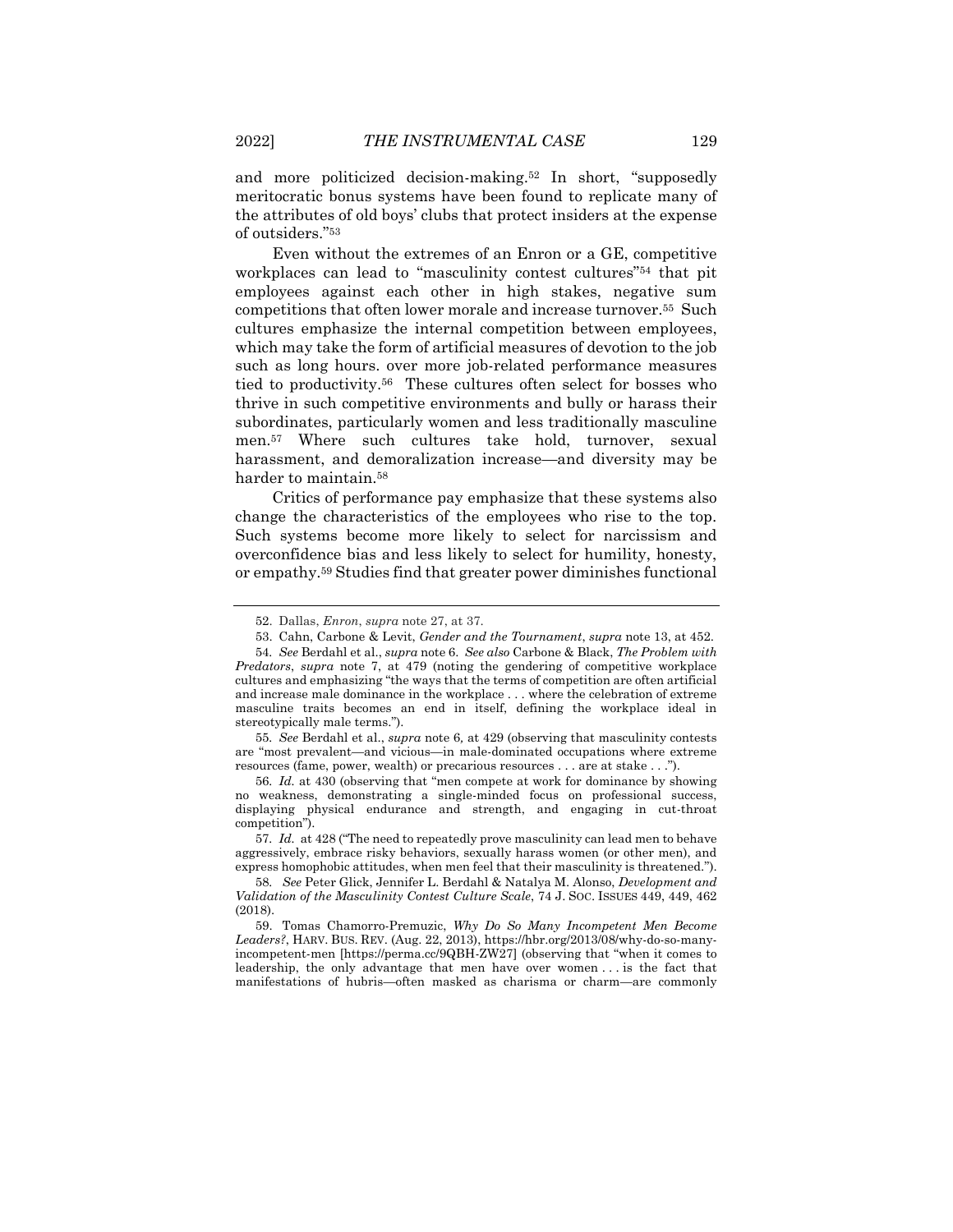and more politicized decision-making.[52] In short, "supposedly meritocratic bonus systems have been found to replicate many of the attributes of old boys' clubs that protect insiders at the expense of outsiders."[53]

Even without the extremes of an Enron or a GE, competitive workplaces can lead to "masculinity contest cultures"[54] that pit employees against each other in high stakes, negative sum competitions that often lower morale and increase turnover.[55] Such cultures emphasize the internal competition between employees, which may take the form of artificial measures of devotion to the job such as long hours. over more job-related performance measures tied to productivity.[56] These cultures often select for bosses who thrive in such competitive environments and bully or harass their subordinates, particularly women and less traditionally masculine men.[57] Where such cultures take hold, turnover, sexual harassment, and demoralization increase—and diversity may be harder to maintain.[58]

Critics of performance pay emphasize that these systems also change the characteristics of the employees who rise to the top. Such systems become more likely to select for narcissism and overconfidence bias and less likely to select for humility, honesty, or empathy.[59] Studies find that greater power diminishes functional

---

52. Dallas, *Enron*, *supra* note 27, at 37.

53. Cahn, Carbone & Levit, *Gender and the Tournament*, *supra* note 13, at 452.

54. *See* Berdahl et al., *supra* note 6. *See also* Carbone & Black, *The Problem with Predators*, *supra* note 7, at 479 (noting the gendering of competitive workplace cultures and emphasizing "the ways that the terms of competition are often artificial and increase male dominance in the workplace . . . where the celebration of extreme masculine traits becomes an end in itself, defining the workplace ideal in stereotypically male terms.").

55. *See* Berdahl et al., *supra* note 6, at 429 (observing that masculinity contests are "most prevalent—and vicious—in male-dominated occupations where extreme resources (fame, power, wealth) or precarious resources . . . are at stake . . .").

56. *Id.* at 430 (observing that "men compete at work for dominance by showing no weakness, demonstrating a single-minded focus on professional success, displaying physical endurance and strength, and engaging in cut-throat competition").

57. *Id.* at 428 ("The need to repeatedly prove masculinity can lead men to behave aggressively, embrace risky behaviors, sexually harass women (or other men), and express homophobic attitudes, when men feel that their masculinity is threatened.").

58. *See* Peter Glick, Jennifer L. Berdahl & Natalya M. Alonso, *Development and Validation of the Masculinity Contest Culture Scale*, 74 J. SOC. ISSUES 449, 449, 462 (2018).

59. Tomas Chamorro-Premuzic, *Why Do So Many Incompetent Men Become Leaders?*, HARV. BUS. REV. (Aug. 22, 2013), https://hbr.org/2013/08/why-do-so-many-incompetent-men [https://perma.cc/9QBH-ZW27] (observing that "when it comes to leadership, the only advantage that men have over women . . . is the fact that manifestations of hubris—often masked as charisma or charm—are commonly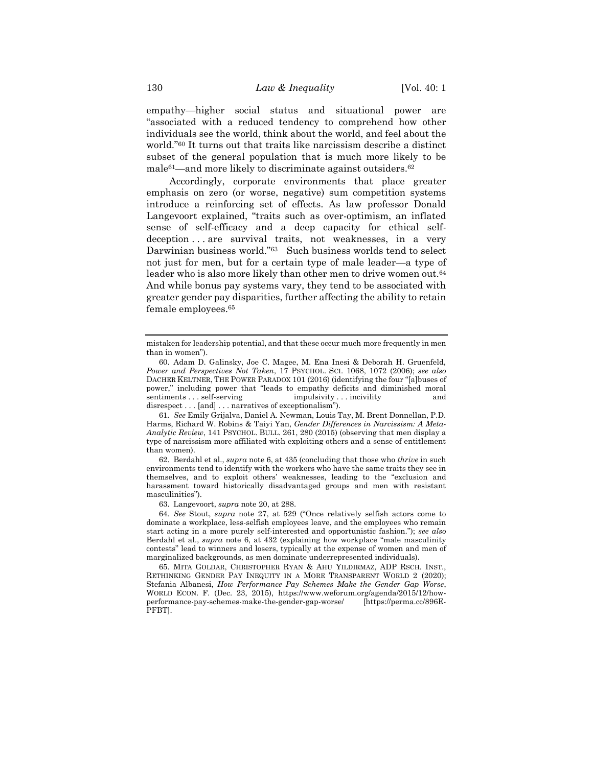empathy—higher social status and situational power are "associated with a reduced tendency to comprehend how other individuals see the world, think about the world, and feel about the world."[60] It turns out that traits like narcissism describe a distinct subset of the general population that is much more likely to be male[61]—and more likely to discriminate against outsiders.[62]

Accordingly, corporate environments that place greater emphasis on zero (or worse, negative) sum competition systems introduce a reinforcing set of effects. As law professor Donald Langevoort explained, "traits such as over-optimism, an inflated sense of self-efficacy and a deep capacity for ethical self-deception . . . are survival traits, not weaknesses, in a very Darwinian business world."[63] Such business worlds tend to select not just for men, but for a certain type of male leader—a type of leader who is also more likely than other men to drive women out.[64] And while bonus pay systems vary, they tend to be associated with greater gender pay disparities, further affecting the ability to retain female employees.[65]

---

mistaken for leadership potential, and that these occur much more frequently in men than in women").

60. Adam D. Galinsky, Joe C. Magee, M. Ena Inesi & Deborah H. Gruenfeld, *Power and Perspectives Not Taken*, 17 PSYCHOL. SCI. 1068, 1072 (2006); *see also* DACHER KELTNER, THE POWER PARADOX 101 (2016) (identifying the four "[a]buses of power," including power that "leads to empathy deficits and diminished moral sentiments . . . self-serving impulsivity . . . incivility and disrespect . . . [and] . . . narratives of exceptionalism").

61. *See* Emily Grijalva, Daniel A. Newman, Louis Tay, M. Brent Donnellan, P.D. Harms, Richard W. Robins & Taiyi Yan, *Gender Differences in Narcissism: A Meta-Analytic Review*, 141 PSYCHOL. BULL. 261, 280 (2015) (observing that men display a type of narcissism more affiliated with exploiting others and a sense of entitlement than women).

62. Berdahl et al., *supra* note 6, at 435 (concluding that those who *thrive* in such environments tend to identify with the workers who have the same traits they see in themselves, and to exploit others' weaknesses, leading to the "exclusion and harassment toward historically disadvantaged groups and men with resistant masculinities").

63. Langevoort, *supra* note 20, at 288.

64. *See* Stout, *supra* note 27, at 529 ("Once relatively selfish actors come to dominate a workplace, less-selfish employees leave, and the employees who remain start acting in a more purely self-interested and opportunistic fashion."); *see also* Berdahl et al., *supra* note 6, at 432 (explaining how workplace "male masculinity contests" lead to winners and losers, typically at the expense of women and men of marginalized backgrounds, as men dominate underrepresented individuals).

65. MITA GOLDAR, CHRISTOPHER RYAN & AHU YILDIRMAZ, ADP RSCH. INST., RETHINKING GENDER PAY INEQUITY IN A MORE TRANSPARENT WORLD 2 (2020); Stefania Albanesi, *How Performance Pay Schemes Make the Gender Gap Worse*, WORLD ECON. F. (Dec. 23, 2015), https://www.weforum.org/agenda/2015/12/how-performance-pay-schemes-make-the-gender-gap-worse/ [https://perma.cc/896E-PFBT].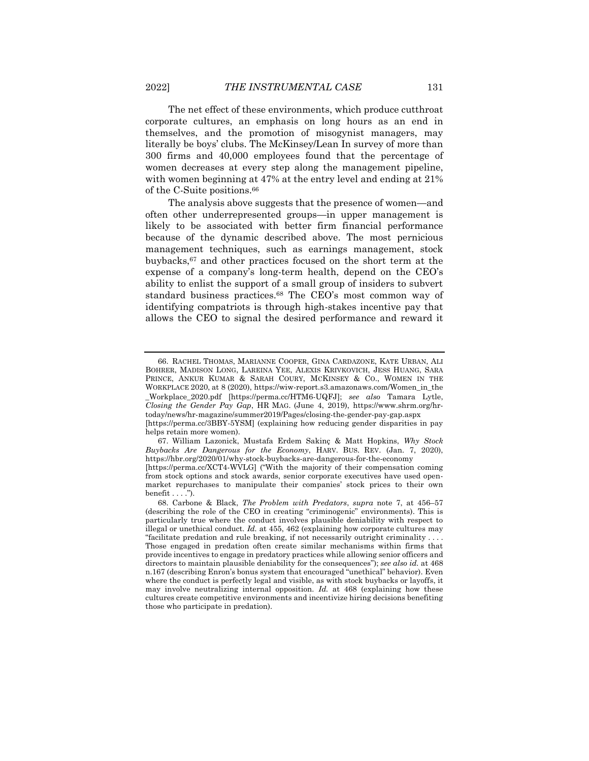The net effect of these environments, which produce cutthroat corporate cultures, an emphasis on long hours as an end in themselves, and the promotion of misogynist managers, may literally be boys' clubs. The McKinsey/Lean In survey of more than 300 firms and 40,000 employees found that the percentage of women decreases at every step along the management pipeline, with women beginning at 47% at the entry level and ending at 21% of the C-Suite positions.[66]

The analysis above suggests that the presence of women—and often other underrepresented groups—in upper management is likely to be associated with better firm financial performance because of the dynamic described above. The most pernicious management techniques, such as earnings management, stock buybacks,[67] and other practices focused on the short term at the expense of a company's long-term health, depend on the CEO's ability to enlist the support of a small group of insiders to subvert standard business practices.[68] The CEO's most common way of identifying compatriots is through high-stakes incentive pay that allows the CEO to signal the desired performance and reward it

---

66. RACHEL THOMAS, MARIANNE COOPER, GINA CARDAZONE, KATE URBAN, ALI BOHRER, MADISON LONG, LAREINA YEE, ALEXIS KRIVKOVICH, JESS HUANG, SARA PRINCE, ANKUR KUMAR & SARAH COURY, MCKINSEY & CO., WOMEN IN THE WORKPLACE 2020, at 8 (2020), https://wiw-report.s3.amazonaws.com/Women_in_the_Workplace_2020.pdf [https://perma.cc/HTM6-UQFJ]; *see also* Tamara Lytle, *Closing the Gender Pay Gap*, HR MAG. (June 4, 2019), https://www.shrm.org/hr-today/news/hr-magazine/summer2019/Pages/closing-the-gender-pay-gap.aspx [https://perma.cc/3BBY-5YSM] (explaining how reducing gender disparities in pay helps retain more women).

67. William Lazonick, Mustafa Erdem Sakinç & Matt Hopkins, *Why Stock Buybacks Are Dangerous for the Economy*, HARV. BUS. REV. (Jan. 7, 2020), https://hbr.org/2020/01/why-stock-buybacks-are-dangerous-for-the-economy [https://perma.cc/XCT4-WVLG] ("With the majority of their compensation coming from stock options and stock awards, senior corporate executives have used open-market repurchases to manipulate their companies' stock prices to their own benefit . . . .").

68. Carbone & Black, *The Problem with Predators*, *supra* note 7, at 456–57 (describing the role of the CEO in creating "criminogenic" environments). This is particularly true where the conduct involves plausible deniability with respect to illegal or unethical conduct. *Id.* at 455, 462 (explaining how corporate cultures may "facilitate predation and rule breaking, if not necessarily outright criminality . . . . Those engaged in predation often create similar mechanisms within firms that provide incentives to engage in predatory practices while allowing senior officers and directors to maintain plausible deniability for the consequences"); *see also id.* at 468 n.167 (describing Enron's bonus system that encouraged "unethical" behavior). Even where the conduct is perfectly legal and visible, as with stock buybacks or layoffs, it may involve neutralizing internal opposition. *Id.* at 468 (explaining how these cultures create competitive environments and incentivize hiring decisions benefiting those who participate in predation).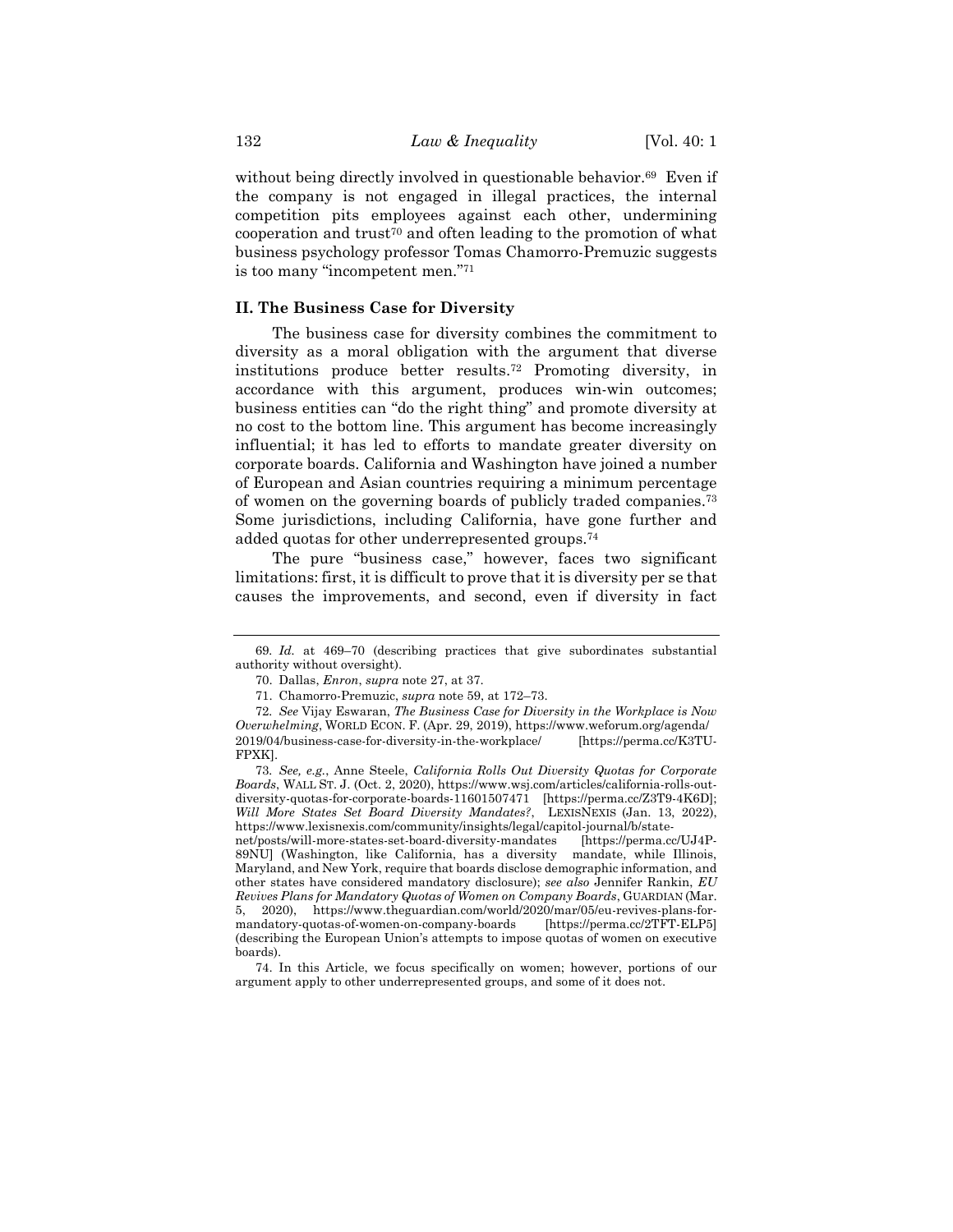without being directly involved in questionable behavior.[69] Even if the company is not engaged in illegal practices, the internal competition pits employees against each other, undermining cooperation and trust[70] and often leading to the promotion of what business psychology professor Tomas Chamorro-Premuzic suggests is too many "incompetent men."[71]

## II. The Business Case for Diversity

The business case for diversity combines the commitment to diversity as a moral obligation with the argument that diverse institutions produce better results.[72] Promoting diversity, in accordance with this argument, produces win-win outcomes; business entities can "do the right thing" and promote diversity at no cost to the bottom line. This argument has become increasingly influential; it has led to efforts to mandate greater diversity on corporate boards. California and Washington have joined a number of European and Asian countries requiring a minimum percentage of women on the governing boards of publicly traded companies.[73] Some jurisdictions, including California, have gone further and added quotas for other underrepresented groups.[74]

The pure "business case," however, faces two significant limitations: first, it is difficult to prove that it is diversity per se that causes the improvements, and second, even if diversity in fact

---

69. *Id.* at 469–70 (describing practices that give subordinates substantial authority without oversight).

70. Dallas, *Enron*, *supra* note 27, at 37.

71. Chamorro-Premuzic, *supra* note 59, at 172–73.

72. *See* Vijay Eswaran, *The Business Case for Diversity in the Workplace is Now Overwhelming*, WORLD ECON. F. (Apr. 29, 2019), https://www.weforum.org/agenda/2019/04/business-case-for-diversity-in-the-workplace/ [https://perma.cc/K3TU-FPXK].

73. *See, e.g.*, Anne Steele, *California Rolls Out Diversity Quotas for Corporate Boards*, WALL ST. J. (Oct. 2, 2020), https://www.wsj.com/articles/california-rolls-out-diversity-quotas-for-corporate-boards-11601507471 [https://perma.cc/Z3T9-4K6D]; *Will More States Set Board Diversity Mandates?*, LEXISNEXIS (Jan. 13, 2022), https://www.lexisnexis.com/community/insights/legal/capitol-journal/b/state-net/posts/will-more-states-set-board-diversity-mandates [https://perma.cc/UJ4P-89NU] (Washington, like California, has a diversity mandate, while Illinois, Maryland, and New York, require that boards disclose demographic information, and other states have considered mandatory disclosure); *see also* Jennifer Rankin, *EU Revives Plans for Mandatory Quotas of Women on Company Boards*, GUARDIAN (Mar. 5, 2020), https://www.theguardian.com/world/2020/mar/05/eu-revives-plans-for-mandatory-quotas-of-women-on-company-boards [https://perma.cc/2TFT-ELP5] (describing the European Union's attempts to impose quotas of women on executive boards).

74. In this Article, we focus specifically on women; however, portions of our argument apply to other underrepresented groups, and some of it does not.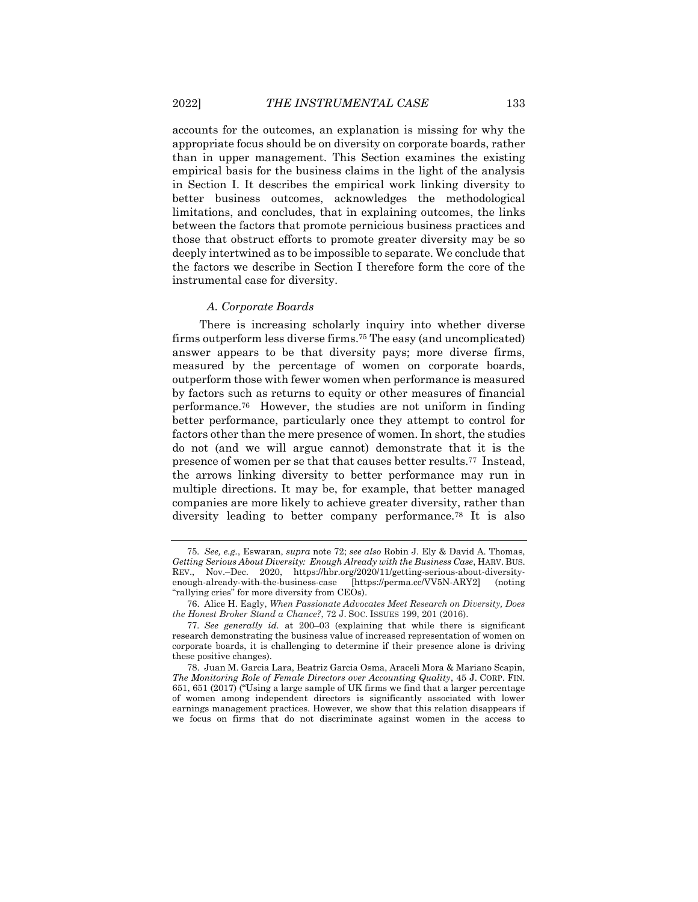accounts for the outcomes, an explanation is missing for why the appropriate focus should be on diversity on corporate boards, rather than in upper management. This Section examines the existing empirical basis for the business claims in the light of the analysis in Section I. It describes the empirical work linking diversity to better business outcomes, acknowledges the methodological limitations, and concludes, that in explaining outcomes, the links between the factors that promote pernicious business practices and those that obstruct efforts to promote greater diversity may be so deeply intertwined as to be impossible to separate. We conclude that the factors we describe in Section I therefore form the core of the instrumental case for diversity.

### *A. Corporate Boards*

There is increasing scholarly inquiry into whether diverse firms outperform less diverse firms.[75] The easy (and uncomplicated) answer appears to be that diversity pays; more diverse firms, measured by the percentage of women on corporate boards, outperform those with fewer women when performance is measured by factors such as returns to equity or other measures of financial performance.[76] However, the studies are not uniform in finding better performance, particularly once they attempt to control for factors other than the mere presence of women. In short, the studies do not (and we will argue cannot) demonstrate that it is the presence of women per se that that causes better results.[77] Instead, the arrows linking diversity to better performance may run in multiple directions. It may be, for example, that better managed companies are more likely to achieve greater diversity, rather than diversity leading to better company performance.[78] It is also

---

75. *See, e.g.*, Eswaran, *supra* note 72; *see also* Robin J. Ely & David A. Thomas, *Getting Serious About Diversity: Enough Already with the Business Case*, HARV. BUS. REV., Nov.–Dec. 2020, https://hbr.org/2020/11/getting-serious-about-diversity-enough-already-with-the-business-case [https://perma.cc/VV5N-ARY2] (noting "rallying cries" for more diversity from CEOs).

76. Alice H. Eagly, *When Passionate Advocates Meet Research on Diversity, Does the Honest Broker Stand a Chance?*, 72 J. SOC. ISSUES 199, 201 (2016).

77. *See generally id.* at 200–03 (explaining that while there is significant research demonstrating the business value of increased representation of women on corporate boards, it is challenging to determine if their presence alone is driving these positive changes).

78. Juan M. Garcia Lara, Beatriz Garcia Osma, Araceli Mora & Mariano Scapin, *The Monitoring Role of Female Directors over Accounting Quality*, 45 J. CORP. FIN. 651, 651 (2017) ("Using a large sample of UK firms we find that a larger percentage of women among independent directors is significantly associated with lower earnings management practices. However, we show that this relation disappears if we focus on firms that do not discriminate against women in the access to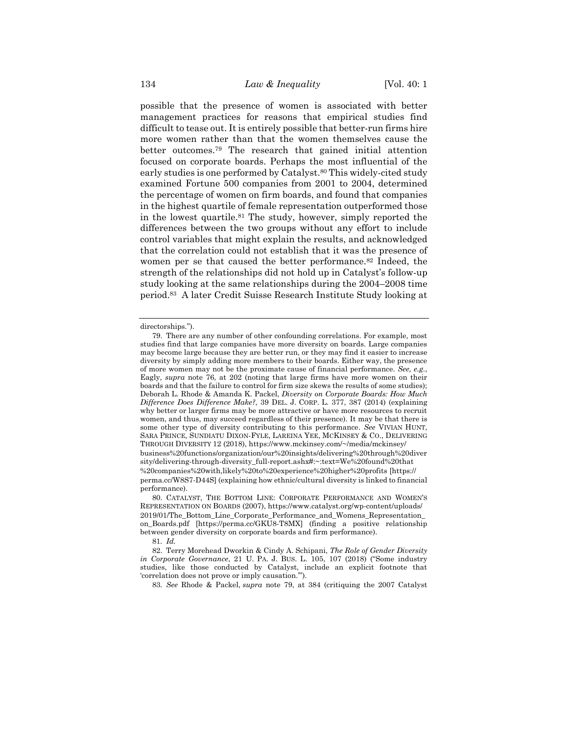possible that the presence of women is associated with better management practices for reasons that empirical studies find difficult to tease out. It is entirely possible that better-run firms hire more women rather than that the women themselves cause the better outcomes.[79] The research that gained initial attention focused on corporate boards. Perhaps the most influential of the early studies is one performed by Catalyst.[80] This widely-cited study examined Fortune 500 companies from 2001 to 2004, determined the percentage of women on firm boards, and found that companies in the highest quartile of female representation outperformed those in the lowest quartile.[81] The study, however, simply reported the differences between the two groups without any effort to include control variables that might explain the results, and acknowledged that the correlation could not establish that it was the presence of women per se that caused the better performance.[82] Indeed, the strength of the relationships did not hold up in Catalyst's follow-up study looking at the same relationships during the 2004–2008 time period.[83] A later Credit Suisse Research Institute Study looking at

---

directorships.").

79. There are any number of other confounding correlations. For example, most studies find that large companies have more diversity on boards. Large companies may become large because they are better run, or they may find it easier to increase diversity by simply adding more members to their boards. Either way, the presence of more women may not be the proximate cause of financial performance. *See, e.g.*, Eagly, *supra* note 76, at 202 (noting that large firms have more women on their boards and that the failure to control for firm size skews the results of some studies); Deborah L. Rhode & Amanda K. Packel, *Diversity on Corporate Boards: How Much Difference Does Difference Make?*, 39 DEL. J. CORP. L. 377, 387 (2014) (explaining why better or larger firms may be more attractive or have more resources to recruit women, and thus, may succeed regardless of their presence). It may be that there is some other type of diversity contributing to this performance. *See* VIVIAN HUNT, SARA PRINCE, SUNDIATU DIXON-FYLE, LAREINA YEE, MCKINSEY & CO., DELIVERING THROUGH DIVERSITY 12 (2018), https://www.mckinsey.com/~/media/mckinsey/business%20functions/organization/our%20insights/delivering%20through%20diversity/delivering-through-diversity_full-report.ashx#:~:text=We%20found%20that%20companies%20with,likely%20to%20experience%20higher%20profits [https://perma.cc/W8S7-D44S] (explaining how ethnic/cultural diversity is linked to financial performance).

80. CATALYST, THE BOTTOM LINE: CORPORATE PERFORMANCE AND WOMEN'S REPRESENTATION ON BOARDS (2007), https://www.catalyst.org/wp-content/uploads/2019/01/The_Bottom_Line_Corporate_Performance_and_Womens_Representation_on_Boards.pdf [https://perma.cc/GKU8-T8MX] (finding a positive relationship between gender diversity on corporate boards and firm performance).

81. *Id.*

82. Terry Morehead Dworkin & Cindy A. Schipani, *The Role of Gender Diversity in Corporate Governance*, 21 U. PA. J. BUS. L. 105, 107 (2018) ("Some industry studies, like those conducted by Catalyst, include an explicit footnote that 'correlation does not prove or imply causation.'").

83. *See* Rhode & Packel, *supra* note 79, at 384 (critiquing the 2007 Catalyst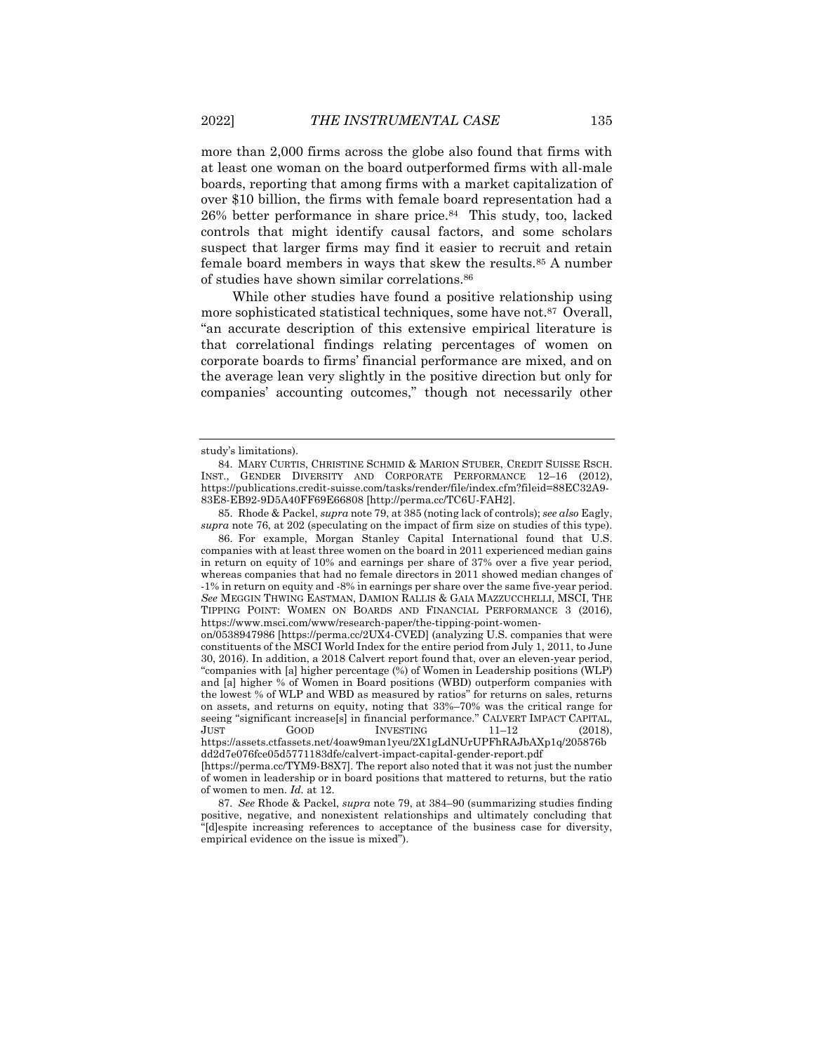more than 2,000 firms across the globe also found that firms with at least one woman on the board outperformed firms with all-male boards, reporting that among firms with a market capitalization of over $10 billion, the firms with female board representation had a 26% better performance in share price.[84] This study, too, lacked controls that might identify causal factors, and some scholars suspect that larger firms may find it easier to recruit and retain female board members in ways that skew the results.[85] A number of studies have shown similar correlations.[86]

While other studies have found a positive relationship using more sophisticated statistical techniques, some have not.[87] Overall, "an accurate description of this extensive empirical literature is that correlational findings relating percentages of women on corporate boards to firms' financial performance are mixed, and on the average lean very slightly in the positive direction but only for companies' accounting outcomes," though not necessarily other

---

study's limitations).

84. MARY CURTIS, CHRISTINE SCHMID & MARION STUBER, CREDIT SUISSE RSCH. INST., GENDER DIVERSITY AND CORPORATE PERFORMANCE 12–16 (2012), https://publications.credit-suisse.com/tasks/render/file/index.cfm?fileid=88EC32A9-83E8-EB92-9D5A40FF69E66808 [http://perma.cc/TC6U-FAH2].

85. Rhode & Packel, *supra* note 79, at 385 (noting lack of controls); *see also* Eagly, *supra* note 76, at 202 (speculating on the impact of firm size on studies of this type).

86. For example, Morgan Stanley Capital International found that U.S. companies with at least three women on the board in 2011 experienced median gains in return on equity of 10% and earnings per share of 37% over a five year period, whereas companies that had no female directors in 2011 showed median changes of -1% in return on equity and -8% in earnings per share over the same five-year period. *See* MEGGIN THWING EASTMAN, DAMION RALLIS & GAIA MAZZUCCHELLI, MSCI, THE TIPPING POINT: WOMEN ON BOARDS AND FINANCIAL PERFORMANCE 3 (2016), https://www.msci.com/www/research-paper/the-tipping-point-women-on/0538947986 [https://perma.cc/2UX4-CVED] (analyzing U.S. companies that were constituents of the MSCI World Index for the entire period from July 1, 2011, to June 30, 2016). In addition, a 2018 Calvert report found that, over an eleven-year period, "companies with [a] higher percentage (%) of Women in Leadership positions (WLP) and [a] higher % of Women in Board positions (WBD) outperform companies with the lowest % of WLP and WBD as measured by ratios" for returns on sales, returns on assets, and returns on equity, noting that 33%–70% was the critical range for seeing "significant increase[s] in financial performance." CALVERT IMPACT CAPITAL, JUST GOOD INVESTING 11–12 (2018), https://assets.ctfassets.net/4oaw9man1yeu/2X1gLdNUrUPFhRAJbAXp1q/205876bdd2d7e076fce05d5771183dfe/calvert-impact-capital-gender-report.pdf [https://perma.cc/TYM9-B8X7]. The report also noted that it was not just the number of women in leadership or in board positions that mattered to returns, but the ratio of women to men. *Id.* at 12.

87. *See* Rhode & Packel, *supra* note 79, at 384–90 (summarizing studies finding positive, negative, and nonexistent relationships and ultimately concluding that "[d]espite increasing references to acceptance of the business case for diversity, empirical evidence on the issue is mixed").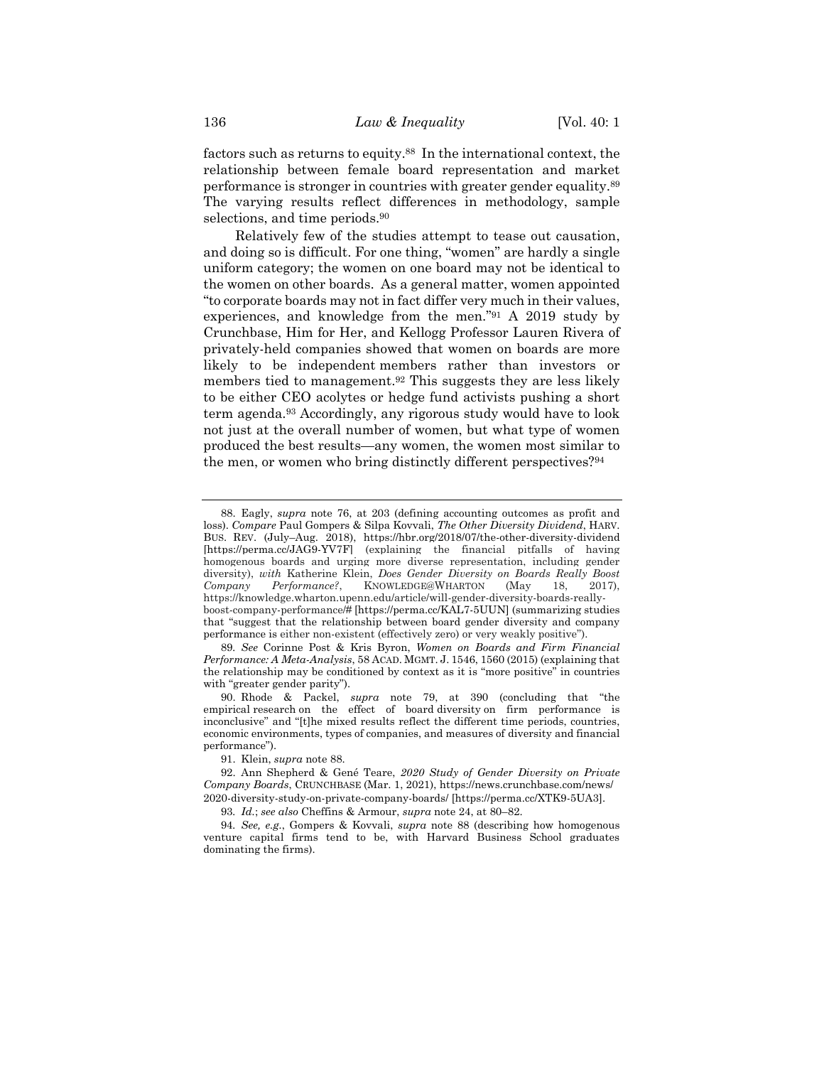factors such as returns to equity.[88] In the international context, the relationship between female board representation and market performance is stronger in countries with greater gender equality.[89] The varying results reflect differences in methodology, sample selections, and time periods.[90]

Relatively few of the studies attempt to tease out causation, and doing so is difficult. For one thing, "women" are hardly a single uniform category; the women on one board may not be identical to the women on other boards. As a general matter, women appointed "to corporate boards may not in fact differ very much in their values, experiences, and knowledge from the men."[91] A 2019 study by Crunchbase, Him for Her, and Kellogg Professor Lauren Rivera of privately-held companies showed that women on boards are more likely to be independent members rather than investors or members tied to management.[92] This suggests they are less likely to be either CEO acolytes or hedge fund activists pushing a short term agenda.[93] Accordingly, any rigorous study would have to look not just at the overall number of women, but what type of women produced the best results—any women, the women most similar to the men, or women who bring distinctly different perspectives?[94]

---

88. Eagly, *supra* note 76, at 203 (defining accounting outcomes as profit and loss). *Compare* Paul Gompers & Silpa Kovvali, *The Other Diversity Dividend*, HARV. BUS. REV. (July–Aug. 2018), https://hbr.org/2018/07/the-other-diversity-dividend [https://perma.cc/JAG9-YV7F] (explaining the financial pitfalls of having homogenous boards and urging more diverse representation, including gender diversity), *with* Katherine Klein, *Does Gender Diversity on Boards Really Boost Company Performance?*, KNOWLEDGE@WHARTON (May 18, 2017), https://knowledge.wharton.upenn.edu/article/will-gender-diversity-boards-really-boost-company-performance/# [https://perma.cc/KAL7-5UUN] (summarizing studies that "suggest that the relationship between board gender diversity and company performance is either non-existent (effectively zero) or very weakly positive").

89. *See* Corinne Post & Kris Byron, *Women on Boards and Firm Financial Performance: A Meta-Analysis*, 58 ACAD. MGMT. J. 1546, 1560 (2015) (explaining that the relationship may be conditioned by context as it is "more positive" in countries with "greater gender parity").

90. Rhode & Packel, *supra* note 79, at 390 (concluding that "the empirical research on the effect of board diversity on firm performance is inconclusive" and "[t]he mixed results reflect the different time periods, countries, economic environments, types of companies, and measures of diversity and financial performance").

91. Klein, *supra* note 88.

92. Ann Shepherd & Gené Teare, *2020 Study of Gender Diversity on Private Company Boards*, CRUNCHBASE (Mar. 1, 2021), https://news.crunchbase.com/news/2020-diversity-study-on-private-company-boards/ [https://perma.cc/XTK9-5UA3].

93. *Id.*; *see also* Cheffins & Armour, *supra* note 24, at 80–82.

94. *See, e.g.*, Gompers & Kovvali, *supra* note 88 (describing how homogenous venture capital firms tend to be, with Harvard Business School graduates dominating the firms).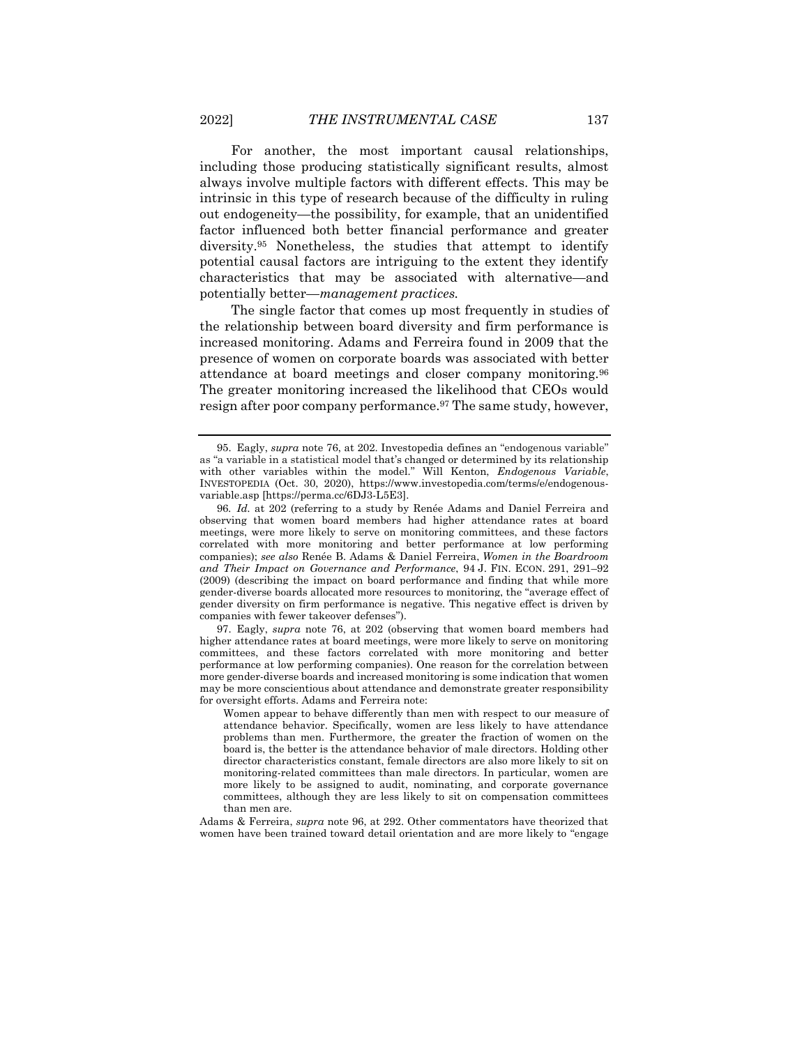For another, the most important causal relationships, including those producing statistically significant results, almost always involve multiple factors with different effects. This may be intrinsic in this type of research because of the difficulty in ruling out endogeneity—the possibility, for example, that an unidentified factor influenced both better financial performance and greater diversity.[95] Nonetheless, the studies that attempt to identify potential causal factors are intriguing to the extent they identify characteristics that may be associated with alternative—and potentially better—*management practices.*

The single factor that comes up most frequently in studies of the relationship between board diversity and firm performance is increased monitoring. Adams and Ferreira found in 2009 that the presence of women on corporate boards was associated with better attendance at board meetings and closer company monitoring.[96] The greater monitoring increased the likelihood that CEOs would resign after poor company performance.[97] The same study, however,

---

95. Eagly, *supra* note 76, at 202. Investopedia defines an "endogenous variable" as "a variable in a statistical model that's changed or determined by its relationship with other variables within the model." Will Kenton, *Endogenous Variable*, INVESTOPEDIA (Oct. 30, 2020), https://www.investopedia.com/terms/e/endogenous-variable.asp [https://perma.cc/6DJ3-L5E3].

96. *Id.* at 202 (referring to a study by Renée Adams and Daniel Ferreira and observing that women board members had higher attendance rates at board meetings, were more likely to serve on monitoring committees, and these factors correlated with more monitoring and better performance at low performing companies); *see also* Renée B. Adams & Daniel Ferreira, *Women in the Boardroom and Their Impact on Governance and Performance*, 94 J. FIN. ECON. 291, 291–92 (2009) (describing the impact on board performance and finding that while more gender-diverse boards allocated more resources to monitoring, the "average effect of gender diversity on firm performance is negative. This negative effect is driven by companies with fewer takeover defenses").

97. Eagly, *supra* note 76, at 202 (observing that women board members had higher attendance rates at board meetings, were more likely to serve on monitoring committees, and these factors correlated with more monitoring and better performance at low performing companies). One reason for the correlation between more gender-diverse boards and increased monitoring is some indication that women may be more conscientious about attendance and demonstrate greater responsibility for oversight efforts. Adams and Ferreira note:

> Women appear to behave differently than men with respect to our measure of attendance behavior. Specifically, women are less likely to have attendance problems than men. Furthermore, the greater the fraction of women on the board is, the better is the attendance behavior of male directors. Holding other director characteristics constant, female directors are also more likely to sit on monitoring-related committees than male directors. In particular, women are more likely to be assigned to audit, nominating, and corporate governance committees, although they are less likely to sit on compensation committees than men are.

Adams & Ferreira, *supra* note 96, at 292. Other commentators have theorized that women have been trained toward detail orientation and are more likely to "engage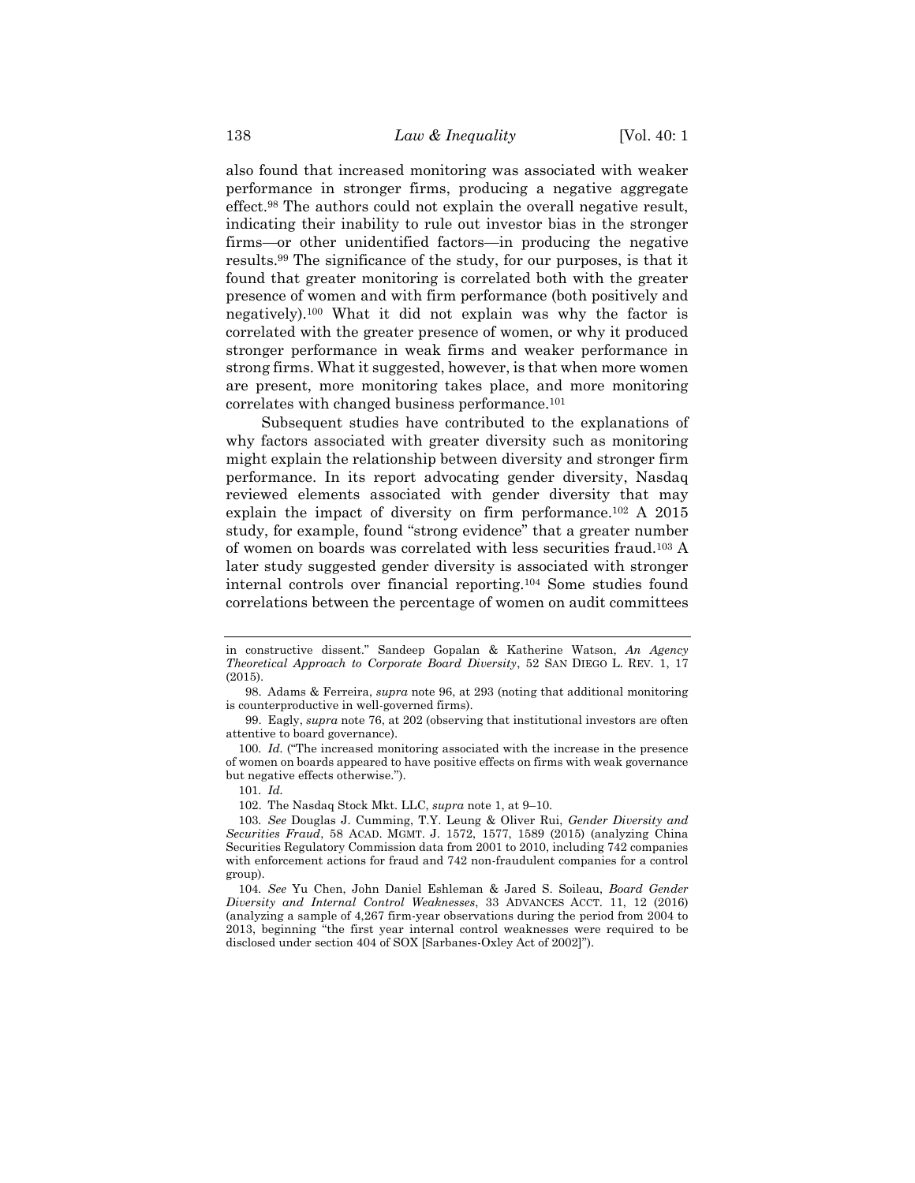also found that increased monitoring was associated with weaker performance in stronger firms, producing a negative aggregate effect.[98] The authors could not explain the overall negative result, indicating their inability to rule out investor bias in the stronger firms—or other unidentified factors—in producing the negative results.[99] The significance of the study, for our purposes, is that it found that greater monitoring is correlated both with the greater presence of women and with firm performance (both positively and negatively).[100] What it did not explain was why the factor is correlated with the greater presence of women, or why it produced stronger performance in weak firms and weaker performance in strong firms. What it suggested, however, is that when more women are present, more monitoring takes place, and more monitoring correlates with changed business performance.[101]

Subsequent studies have contributed to the explanations of why factors associated with greater diversity such as monitoring might explain the relationship between diversity and stronger firm performance. In its report advocating gender diversity, Nasdaq reviewed elements associated with gender diversity that may explain the impact of diversity on firm performance.[102] A 2015 study, for example, found "strong evidence" that a greater number of women on boards was correlated with less securities fraud.[103] A later study suggested gender diversity is associated with stronger internal controls over financial reporting.[104] Some studies found correlations between the percentage of women on audit committees

---

in constructive dissent." Sandeep Gopalan & Katherine Watson, *An Agency Theoretical Approach to Corporate Board Diversity*, 52 SAN DIEGO L. REV. 1, 17 (2015).

98. Adams & Ferreira, *supra* note 96, at 293 (noting that additional monitoring is counterproductive in well-governed firms).

99. Eagly, *supra* note 76, at 202 (observing that institutional investors are often attentive to board governance).

100. *Id.* ("The increased monitoring associated with the increase in the presence of women on boards appeared to have positive effects on firms with weak governance but negative effects otherwise.").

101. *Id.*

102. The Nasdaq Stock Mkt. LLC, *supra* note 1, at 9–10.

103. *See* Douglas J. Cumming, T.Y. Leung & Oliver Rui, *Gender Diversity and Securities Fraud*, 58 ACAD. MGMT. J. 1572, 1577, 1589 (2015) (analyzing China Securities Regulatory Commission data from 2001 to 2010, including 742 companies with enforcement actions for fraud and 742 non-fraudulent companies for a control group).

104. *See* Yu Chen, John Daniel Eshleman & Jared S. Soileau, *Board Gender Diversity and Internal Control Weaknesses*, 33 ADVANCES ACCT. 11, 12 (2016) (analyzing a sample of 4,267 firm-year observations during the period from 2004 to 2013, beginning "the first year internal control weaknesses were required to be disclosed under section 404 of SOX [Sarbanes-Oxley Act of 2002]").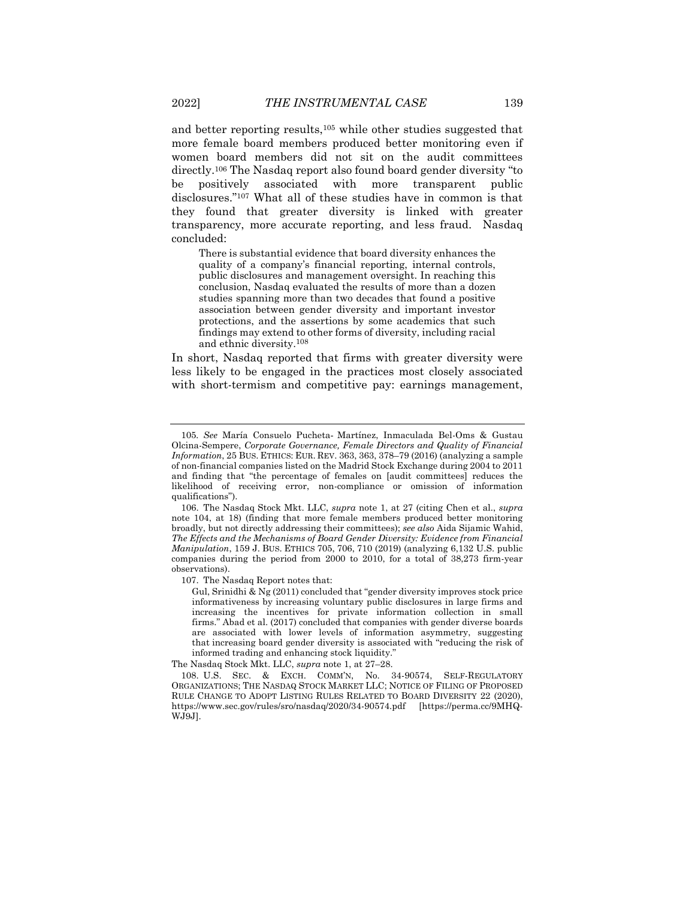and better reporting results,[105] while other studies suggested that more female board members produced better monitoring even if women board members did not sit on the audit committees directly.[106] The Nasdaq report also found board gender diversity "to be positively associated with more transparent public disclosures."[107] What all of these studies have in common is that they found that greater diversity is linked with greater transparency, more accurate reporting, and less fraud. Nasdaq concluded:

> There is substantial evidence that board diversity enhances the quality of a company's financial reporting, internal controls, public disclosures and management oversight. In reaching this conclusion, Nasdaq evaluated the results of more than a dozen studies spanning more than two decades that found a positive association between gender diversity and important investor protections, and the assertions by some academics that such findings may extend to other forms of diversity, including racial and ethnic diversity.[108]

In short, Nasdaq reported that firms with greater diversity were less likely to be engaged in the practices most closely associated with short-termism and competitive pay: earnings management,

---

105. *See* María Consuelo Pucheta- Martínez, Inmaculada Bel-Oms & Gustau Olcina-Sempere, *Corporate Governance, Female Directors and Quality of Financial Information*, 25 BUS. ETHICS: EUR. REV. 363, 363, 378–79 (2016) (analyzing a sample of non-financial companies listed on the Madrid Stock Exchange during 2004 to 2011 and finding that "the percentage of females on [audit committees] reduces the likelihood of receiving error, non-compliance or omission of information qualifications").

106. The Nasdaq Stock Mkt. LLC, *supra* note 1, at 27 (citing Chen et al., *supra* note 104, at 18) (finding that more female members produced better monitoring broadly, but not directly addressing their committees); *see also* Aida Sijamic Wahid, *The Effects and the Mechanisms of Board Gender Diversity: Evidence from Financial Manipulation*, 159 J. BUS. ETHICS 705, 706, 710 (2019) (analyzing 6,132 U.S. public companies during the period from 2000 to 2010, for a total of 38,273 firm-year observations).

107. The Nasdaq Report notes that:

> Gul, Srinidhi & Ng (2011) concluded that "gender diversity improves stock price informativeness by increasing voluntary public disclosures in large firms and increasing the incentives for private information collection in small firms." Abad et al. (2017) concluded that companies with gender diverse boards are associated with lower levels of information asymmetry, suggesting that increasing board gender diversity is associated with "reducing the risk of informed trading and enhancing stock liquidity."

The Nasdaq Stock Mkt. LLC, *supra* note 1, at 27–28.

108. U.S. SEC. & EXCH. COMM'N, No. 34-90574, SELF-REGULATORY ORGANIZATIONS; THE NASDAQ STOCK MARKET LLC; NOTICE OF FILING OF PROPOSED RULE CHANGE TO ADOPT LISTING RULES RELATED TO BOARD DIVERSITY 22 (2020), https://www.sec.gov/rules/sro/nasdaq/2020/34-90574.pdf [https://perma.cc/9MHQ-WJ9J].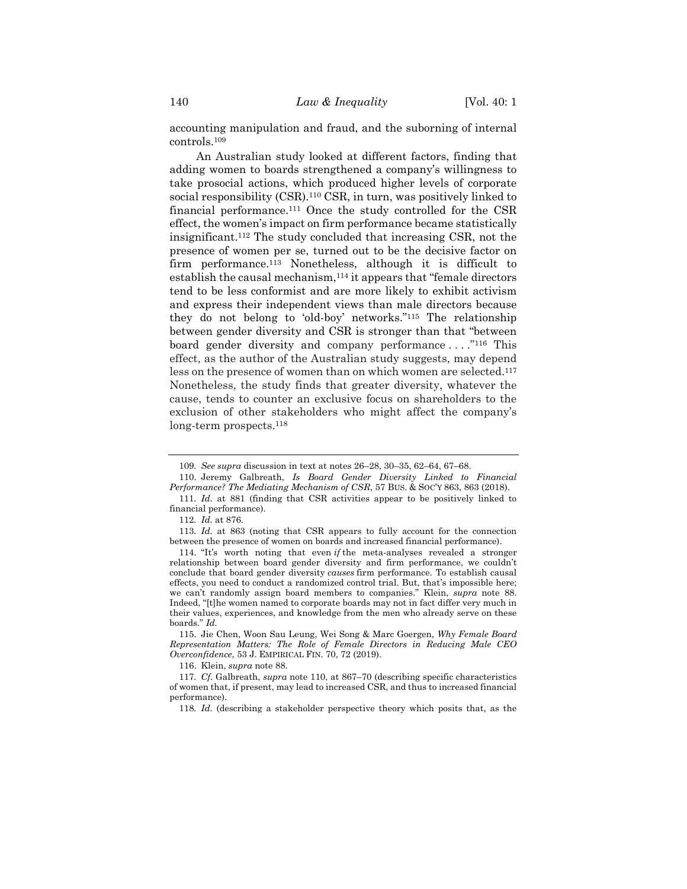accounting manipulation and fraud, and the suborning of internal controls.[109]

An Australian study looked at different factors, finding that adding women to boards strengthened a company's willingness to take prosocial actions, which produced higher levels of corporate social responsibility (CSR).[110] CSR, in turn, was positively linked to financial performance.[111] Once the study controlled for the CSR effect, the women's impact on firm performance became statistically insignificant.[112] The study concluded that increasing CSR, not the presence of women per se, turned out to be the decisive factor on firm performance.[113] Nonetheless, although it is difficult to establish the causal mechanism,[114] it appears that "female directors tend to be less conformist and are more likely to exhibit activism and express their independent views than male directors because they do not belong to 'old-boy' networks."[115] The relationship between gender diversity and CSR is stronger than that "between board gender diversity and company performance . . . ."[116] This effect, as the author of the Australian study suggests, may depend less on the presence of women than on which women are selected.[117] Nonetheless, the study finds that greater diversity, whatever the cause, tends to counter an exclusive focus on shareholders to the exclusion of other stakeholders who might affect the company's long-term prospects.[118]

---

109. *See supra* discussion in text at notes 26–28, 30–35, 62–64, 67–68.

110. Jeremy Galbreath, *Is Board Gender Diversity Linked to Financial Performance? The Mediating Mechanism of CSR*, 57 BUS. & SOC'Y 863, 863 (2018).

111. *Id.* at 881 (finding that CSR activities appear to be positively linked to financial performance).

112. *Id.* at 876.

113. *Id.* at 863 (noting that CSR appears to fully account for the connection between the presence of women on boards and increased financial performance).

114. "It's worth noting that even *if* the meta-analyses revealed a stronger relationship between board gender diversity and firm performance, we couldn't conclude that board gender diversity *causes* firm performance. To establish causal effects, you need to conduct a randomized control trial. But, that's impossible here; we can't randomly assign board members to companies." Klein, *supra* note 88. Indeed, "[t]he women named to corporate boards may not in fact differ very much in their values, experiences, and knowledge from the men who already serve on these boards." *Id.*

115. Jie Chen, Woon Sau Leung, Wei Song & Marc Goergen, *Why Female Board Representation Matters: The Role of Female Directors in Reducing Male CEO Overconfidence*, 53 J. EMPIRICAL FIN. 70, 72 (2019).

116. Klein, *supra* note 88.

117. *Cf.* Galbreath, *supra* note 110, at 867–70 (describing specific characteristics of women that, if present, may lead to increased CSR, and thus to increased financial performance).

118. *Id.* (describing a stakeholder perspective theory which posits that, as the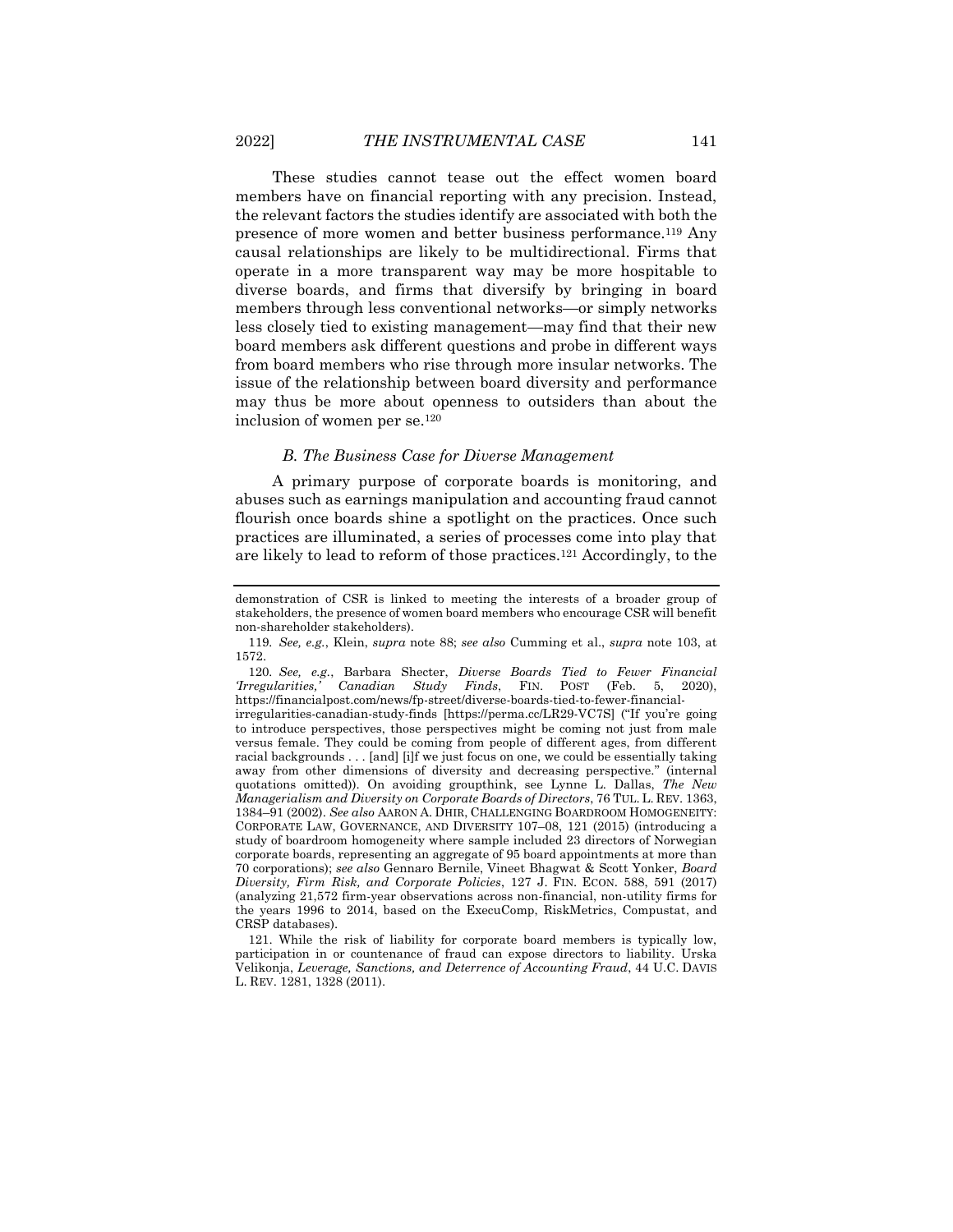These studies cannot tease out the effect women board members have on financial reporting with any precision. Instead, the relevant factors the studies identify are associated with both the presence of more women and better business performance.[119] Any causal relationships are likely to be multidirectional. Firms that operate in a more transparent way may be more hospitable to diverse boards, and firms that diversify by bringing in board members through less conventional networks—or simply networks less closely tied to existing management—may find that their new board members ask different questions and probe in different ways from board members who rise through more insular networks. The issue of the relationship between board diversity and performance may thus be more about openness to outsiders than about the inclusion of women per se.[120]

### *B. The Business Case for Diverse Management*

A primary purpose of corporate boards is monitoring, and abuses such as earnings manipulation and accounting fraud cannot flourish once boards shine a spotlight on the practices. Once such practices are illuminated, a series of processes come into play that are likely to lead to reform of those practices.[121] Accordingly, to the

---

demonstration of CSR is linked to meeting the interests of a broader group of stakeholders, the presence of women board members who encourage CSR will benefit non-shareholder stakeholders).

119. *See, e.g.*, Klein, *supra* note 88; *see also* Cumming et al., *supra* note 103, at 1572.

120. *See, e.g.*, Barbara Shecter, *Diverse Boards Tied to Fewer Financial 'Irregularities,' Canadian Study Finds*, FIN. POST (Feb. 5, 2020), https://financialpost.com/news/fp-street/diverse-boards-tied-to-fewer-financial-irregularities-canadian-study-finds [https://perma.cc/LR29-VC7S] ("If you're going to introduce perspectives, those perspectives might be coming not just from male versus female. They could be coming from people of different ages, from different racial backgrounds . . . [and] [i]f we just focus on one, we could be essentially taking away from other dimensions of diversity and decreasing perspective." (internal quotations omitted)). On avoiding groupthink, see Lynne L. Dallas, *The New Managerialism and Diversity on Corporate Boards of Directors*, 76 TUL. L. REV. 1363, 1384–91 (2002). *See also* AARON A. DHIR, CHALLENGING BOARDROOM HOMOGENEITY: CORPORATE LAW, GOVERNANCE, AND DIVERSITY 107–08, 121 (2015) (introducing a study of boardroom homogeneity where sample included 23 directors of Norwegian corporate boards, representing an aggregate of 95 board appointments at more than 70 corporations); *see also* Gennaro Bernile, Vineet Bhagwat & Scott Yonker, *Board Diversity, Firm Risk, and Corporate Policies*, 127 J. FIN. ECON. 588, 591 (2017) (analyzing 21,572 firm-year observations across non-financial, non-utility firms for the years 1996 to 2014, based on the ExecuComp, RiskMetrics, Compustat, and CRSP databases).

121. While the risk of liability for corporate board members is typically low, participation in or countenance of fraud can expose directors to liability. Urska Velikonja, *Leverage, Sanctions, and Deterrence of Accounting Fraud*, 44 U.C. DAVIS L. REV. 1281, 1328 (2011).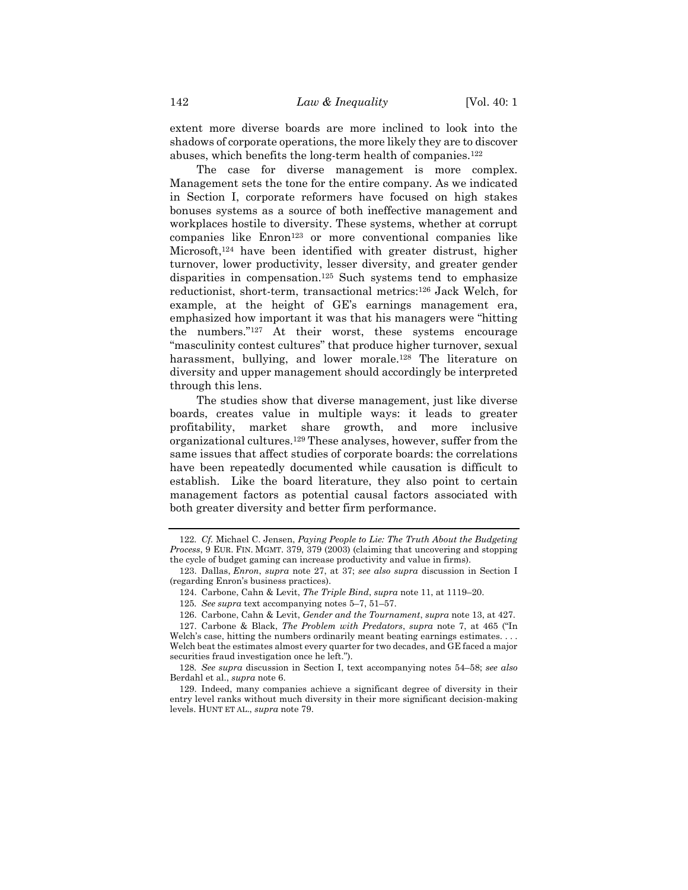extent more diverse boards are more inclined to look into the shadows of corporate operations, the more likely they are to discover abuses, which benefits the long-term health of companies.[122]

The case for diverse management is more complex. Management sets the tone for the entire company. As we indicated in Section I, corporate reformers have focused on high stakes bonuses systems as a source of both ineffective management and workplaces hostile to diversity. These systems, whether at corrupt companies like Enron[123] or more conventional companies like Microsoft,[124] have been identified with greater distrust, higher turnover, lower productivity, lesser diversity, and greater gender disparities in compensation.[125] Such systems tend to emphasize reductionist, short-term, transactional metrics:[126] Jack Welch, for example, at the height of GE's earnings management era, emphasized how important it was that his managers were "hitting the numbers."[127] At their worst, these systems encourage "masculinity contest cultures" that produce higher turnover, sexual harassment, bullying, and lower morale.[128] The literature on diversity and upper management should accordingly be interpreted through this lens.

The studies show that diverse management, just like diverse boards, creates value in multiple ways: it leads to greater profitability, market share growth, and more inclusive organizational cultures.[129] These analyses, however, suffer from the same issues that affect studies of corporate boards: the correlations have been repeatedly documented while causation is difficult to establish. Like the board literature, they also point to certain management factors as potential causal factors associated with both greater diversity and better firm performance.

---

122. *Cf.* Michael C. Jensen, *Paying People to Lie: The Truth About the Budgeting Process*, 9 EUR. FIN. MGMT. 379, 379 (2003) (claiming that uncovering and stopping the cycle of budget gaming can increase productivity and value in firms).

123. Dallas, *Enron*, *supra* note 27, at 37; *see also supra* discussion in Section I (regarding Enron's business practices).

124. Carbone, Cahn & Levit, *The Triple Bind*, *supra* note 11, at 1119–20.

125. *See supra* text accompanying notes 5–7, 51–57.

126. Carbone, Cahn & Levit, *Gender and the Tournament*, *supra* note 13, at 427.

127. Carbone & Black, *The Problem with Predators*, *supra* note 7, at 465 ("In Welch's case, hitting the numbers ordinarily meant beating earnings estimates. . . . Welch beat the estimates almost every quarter for two decades, and GE faced a major securities fraud investigation once he left.").

128. *See supra* discussion in Section I, text accompanying notes 54–58; *see also* Berdahl et al., *supra* note 6.

129. Indeed, many companies achieve a significant degree of diversity in their entry level ranks without much diversity in their more significant decision-making levels. HUNT ET AL., *supra* note 79.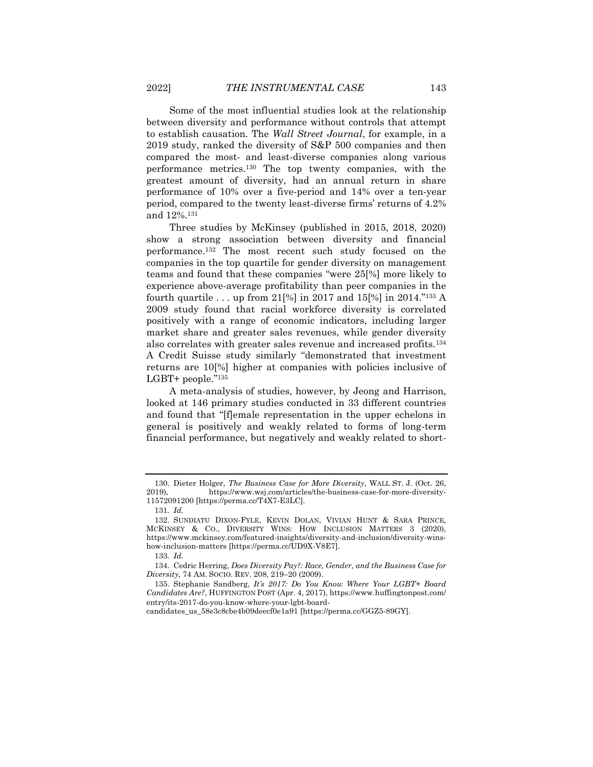Some of the most influential studies look at the relationship between diversity and performance without controls that attempt to establish causation. The *Wall Street Journal*, for example, in a 2019 study, ranked the diversity of S&P 500 companies and then compared the most- and least-diverse companies along various performance metrics.[130] The top twenty companies, with the greatest amount of diversity, had an annual return in share performance of 10% over a five-period and 14% over a ten-year period, compared to the twenty least-diverse firms' returns of 4.2% and 12%.[131]

Three studies by McKinsey (published in 2015, 2018, 2020) show a strong association between diversity and financial performance.[132] The most recent such study focused on the companies in the top quartile for gender diversity on management teams and found that these companies "were 25[%] more likely to experience above-average profitability than peer companies in the fourth quartile . . . up from 21[%] in 2017 and 15[%] in 2014."[133] A 2009 study found that racial workforce diversity is correlated positively with a range of economic indicators, including larger market share and greater sales revenues, while gender diversity also correlates with greater sales revenue and increased profits.[134] A Credit Suisse study similarly "demonstrated that investment returns are 10[%] higher at companies with policies inclusive of LGBT+ people."[135]

A meta-analysis of studies, however, by Jeong and Harrison, looked at 146 primary studies conducted in 33 different countries and found that "[f]emale representation in the upper echelons in general is positively and weakly related to forms of long-term financial performance, but negatively and weakly related to short-

---

130. Dieter Holger, *The Business Case for More Diversity*, WALL ST. J. (Oct. 26, 2019), https://www.wsj.com/articles/the-business-case-for-more-diversity-11572091200 [https://perma.cc/T4X7-E3LC].

131. *Id.*

132. SUNDIATU DIXON-FYLE, KEVIN DOLAN, VIVIAN HUNT & SARA PRINCE, MCKINSEY & CO., DIVERSITY WINS: HOW INCLUSION MATTERS 3 (2020), https://www.mckinsey.com/featured-insights/diversity-and-inclusion/diversity-wins-how-inclusion-matters [https://perma.cc/UD9X-V8E7].

133. *Id.*

134. Cedric Herring, *Does Diversity Pay?: Race, Gender, and the Business Case for Diversity*, 74 AM. SOCIO. REV. 208, 219–20 (2009).

135. Stephanie Sandberg, *It's 2017: Do You Know Where Your LGBT+ Board Candidates Are?*, HUFFINGTON POST (Apr. 4, 2017), https://www.huffingtonpost.com/entry/its-2017-do-you-know-where-your-lgbt-board-candidates_us_58e3c8cbe4b09deecf0e1a91 [https://perma.cc/GGZ5-89GY].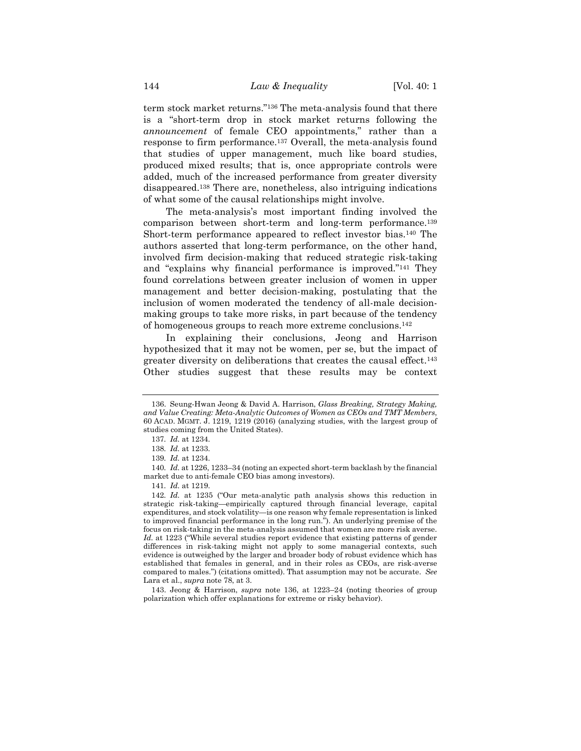term stock market returns."[136] The meta-analysis found that there is a "short-term drop in stock market returns following the *announcement* of female CEO appointments," rather than a response to firm performance.[137] Overall, the meta-analysis found that studies of upper management, much like board studies, produced mixed results; that is, once appropriate controls were added, much of the increased performance from greater diversity disappeared.[138] There are, nonetheless, also intriguing indications of what some of the causal relationships might involve.

The meta-analysis's most important finding involved the comparison between short-term and long-term performance.[139] Short-term performance appeared to reflect investor bias.[140] The authors asserted that long-term performance, on the other hand, involved firm decision-making that reduced strategic risk-taking and "explains why financial performance is improved."[141] They found correlations between greater inclusion of women in upper management and better decision-making, postulating that the inclusion of women moderated the tendency of all-male decision-making groups to take more risks, in part because of the tendency of homogeneous groups to reach more extreme conclusions.[142]

In explaining their conclusions, Jeong and Harrison hypothesized that it may not be women, per se, but the impact of greater diversity on deliberations that creates the causal effect.[143] Other studies suggest that these results may be context

---

136. Seung-Hwan Jeong & David A. Harrison, *Glass Breaking, Strategy Making, and Value Creating: Meta-Analytic Outcomes of Women as CEOs and TMT Members*, 60 ACAD. MGMT. J. 1219, 1219 (2016) (analyzing studies, with the largest group of studies coming from the United States).

137. *Id.* at 1234.

138. *Id.* at 1233.

139. *Id.* at 1234.

140. *Id.* at 1226, 1233–34 (noting an expected short-term backlash by the financial market due to anti-female CEO bias among investors).

141. *Id.* at 1219.

142. *Id.* at 1235 ("Our meta-analytic path analysis shows this reduction in strategic risk-taking—empirically captured through financial leverage, capital expenditures, and stock volatility—is one reason why female representation is linked to improved financial performance in the long run."). An underlying premise of the focus on risk-taking in the meta-analysis assumed that women are more risk averse. *Id.* at 1223 ("While several studies report evidence that existing patterns of gender differences in risk-taking might not apply to some managerial contexts, such evidence is outweighed by the larger and broader body of robust evidence which has established that females in general, and in their roles as CEOs, are risk-averse compared to males.") (citations omitted). That assumption may not be accurate. *See* Lara et al., *supra* note 78, at 3.

143. Jeong & Harrison, *supra* note 136, at 1223–24 (noting theories of group polarization which offer explanations for extreme or risky behavior).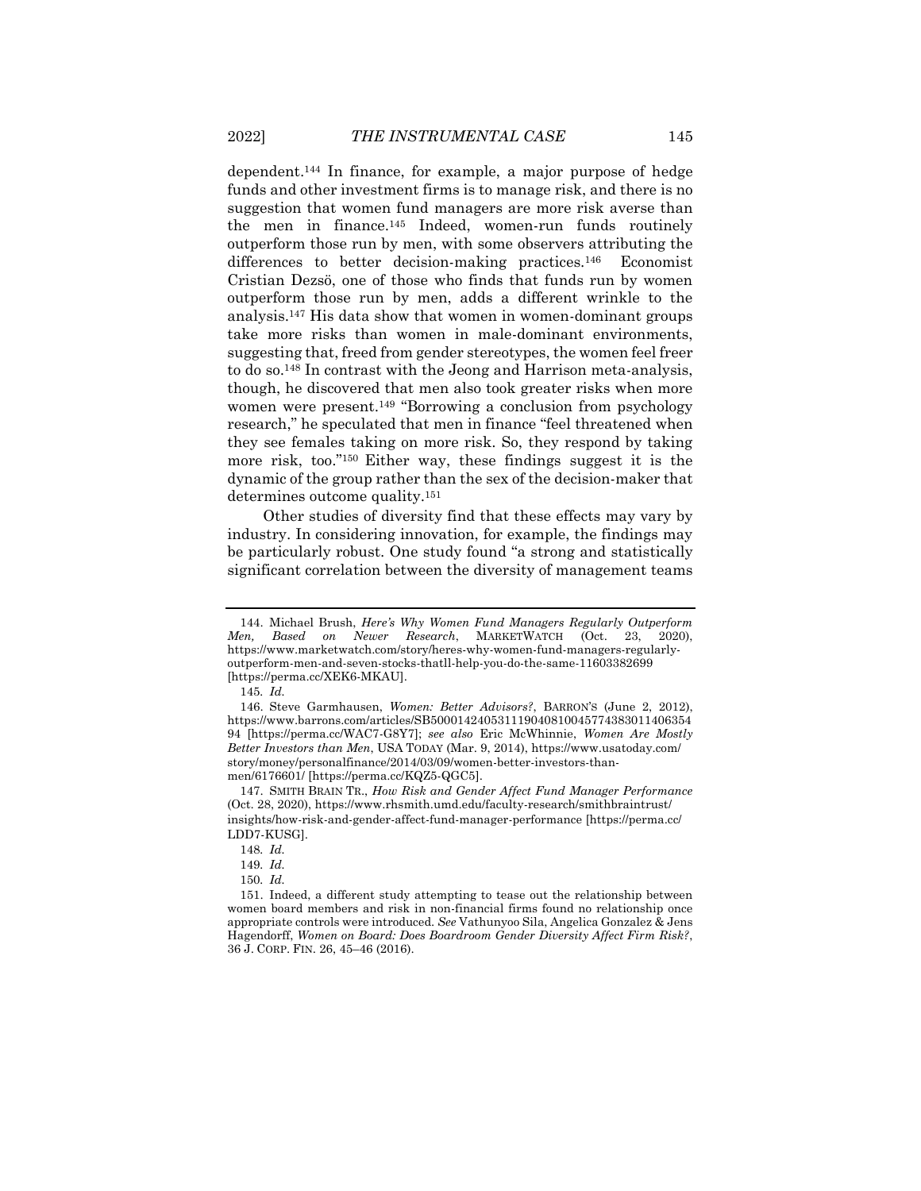dependent.[144] In finance, for example, a major purpose of hedge funds and other investment firms is to manage risk, and there is no suggestion that women fund managers are more risk averse than the men in finance.[145] Indeed, women-run funds routinely outperform those run by men, with some observers attributing the differences to better decision-making practices.[146] Economist Cristian Dezsö, one of those who finds that funds run by women outperform those run by men, adds a different wrinkle to the analysis.[147] His data show that women in women-dominant groups take more risks than women in male-dominant environments, suggesting that, freed from gender stereotypes, the women feel freer to do so.[148] In contrast with the Jeong and Harrison meta-analysis, though, he discovered that men also took greater risks when more women were present.[149] "Borrowing a conclusion from psychology research," he speculated that men in finance "feel threatened when they see females taking on more risk. So, they respond by taking more risk, too."[150] Either way, these findings suggest it is the dynamic of the group rather than the sex of the decision-maker that determines outcome quality.[151]

Other studies of diversity find that these effects may vary by industry. In considering innovation, for example, the findings may be particularly robust. One study found "a strong and statistically significant correlation between the diversity of management teams

---

144. Michael Brush, *Here's Why Women Fund Managers Regularly Outperform Men, Based on Newer Research*, MARKETWATCH (Oct. 23, 2020), https://www.marketwatch.com/story/heres-why-women-fund-managers-regularly-outperform-men-and-seven-stocks-thatll-help-you-do-the-same-11603382699 [https://perma.cc/XEK6-MKAU].

145. *Id.*

146. Steve Garmhausen, *Women: Better Advisors?*, BARRON'S (June 2, 2012), https://www.barrons.com/articles/SB50001424053111904081004577438301140635494 [https://perma.cc/WAC7-G8Y7]; *see also* Eric McWhinnie, *Women Are Mostly Better Investors than Men*, USA TODAY (Mar. 9, 2014), https://www.usatoday.com/story/money/personalfinance/2014/03/09/women-better-investors-than-men/6176601/ [https://perma.cc/KQZ5-QGC5].

147. SMITH BRAIN TR., *How Risk and Gender Affect Fund Manager Performance* (Oct. 28, 2020), https://www.rhsmith.umd.edu/faculty-research/smithbraintrust/insights/how-risk-and-gender-affect-fund-manager-performance [https://perma.cc/LDD7-KUSG].

148. *Id.*

149. *Id.*

150. *Id.*

151. Indeed, a different study attempting to tease out the relationship between women board members and risk in non-financial firms found no relationship once appropriate controls were introduced. *See* Vathunyoo Sila, Angelica Gonzalez & Jens Hagendorff, *Women on Board: Does Boardroom Gender Diversity Affect Firm Risk?*, 36 J. CORP. FIN. 26, 45–46 (2016).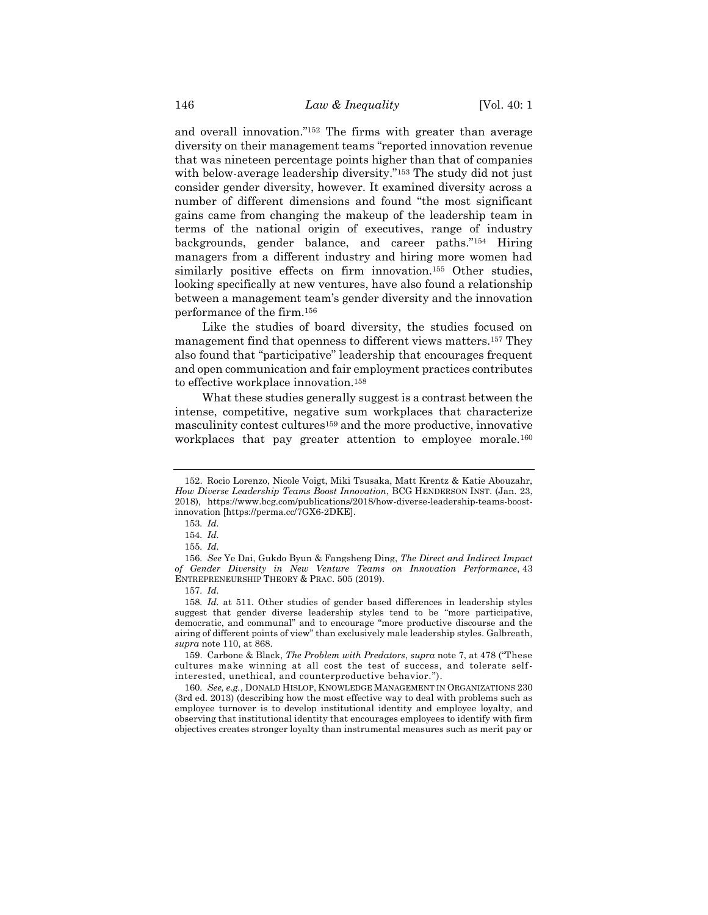and overall innovation."[152] The firms with greater than average diversity on their management teams "reported innovation revenue that was nineteen percentage points higher than that of companies with below-average leadership diversity."[153] The study did not just consider gender diversity, however. It examined diversity across a number of different dimensions and found "the most significant gains came from changing the makeup of the leadership team in terms of the national origin of executives, range of industry backgrounds, gender balance, and career paths."[154] Hiring managers from a different industry and hiring more women had similarly positive effects on firm innovation.[155] Other studies, looking specifically at new ventures, have also found a relationship between a management team's gender diversity and the innovation performance of the firm.[156]

Like the studies of board diversity, the studies focused on management find that openness to different views matters.[157] They also found that "participative" leadership that encourages frequent and open communication and fair employment practices contributes to effective workplace innovation.[158]

What these studies generally suggest is a contrast between the intense, competitive, negative sum workplaces that characterize masculinity contest cultures[159] and the more productive, innovative workplaces that pay greater attention to employee morale.[160]

---

152. Rocio Lorenzo, Nicole Voigt, Miki Tsusaka, Matt Krentz & Katie Abouzahr, *How Diverse Leadership Teams Boost Innovation*, BCG HENDERSON INST. (Jan. 23, 2018), https://www.bcg.com/publications/2018/how-diverse-leadership-teams-boost-innovation [https://perma.cc/7GX6-2DKE].

153. *Id.*

154. *Id.*

155. *Id.*

156. *See* Ye Dai, Gukdo Byun & Fangsheng Ding, *The Direct and Indirect Impact of Gender Diversity in New Venture Teams on Innovation Performance*, 43 ENTREPRENEURSHIP THEORY & PRAC. 505 (2019).

157. *Id.*

158. *Id.* at 511. Other studies of gender based differences in leadership styles suggest that gender diverse leadership styles tend to be "more participative, democratic, and communal" and to encourage "more productive discourse and the airing of different points of view" than exclusively male leadership styles. Galbreath, *supra* note 110, at 868.

159. Carbone & Black, *The Problem with Predators*, *supra* note 7, at 478 ("These cultures make winning at all cost the test of success, and tolerate self-interested, unethical, and counterproductive behavior.").

160. *See, e.g.*, DONALD HISLOP, KNOWLEDGE MANAGEMENT IN ORGANIZATIONS 230 (3rd ed. 2013) (describing how the most effective way to deal with problems such as employee turnover is to develop institutional identity and employee loyalty, and observing that institutional identity that encourages employees to identify with firm objectives creates stronger loyalty than instrumental measures such as merit pay or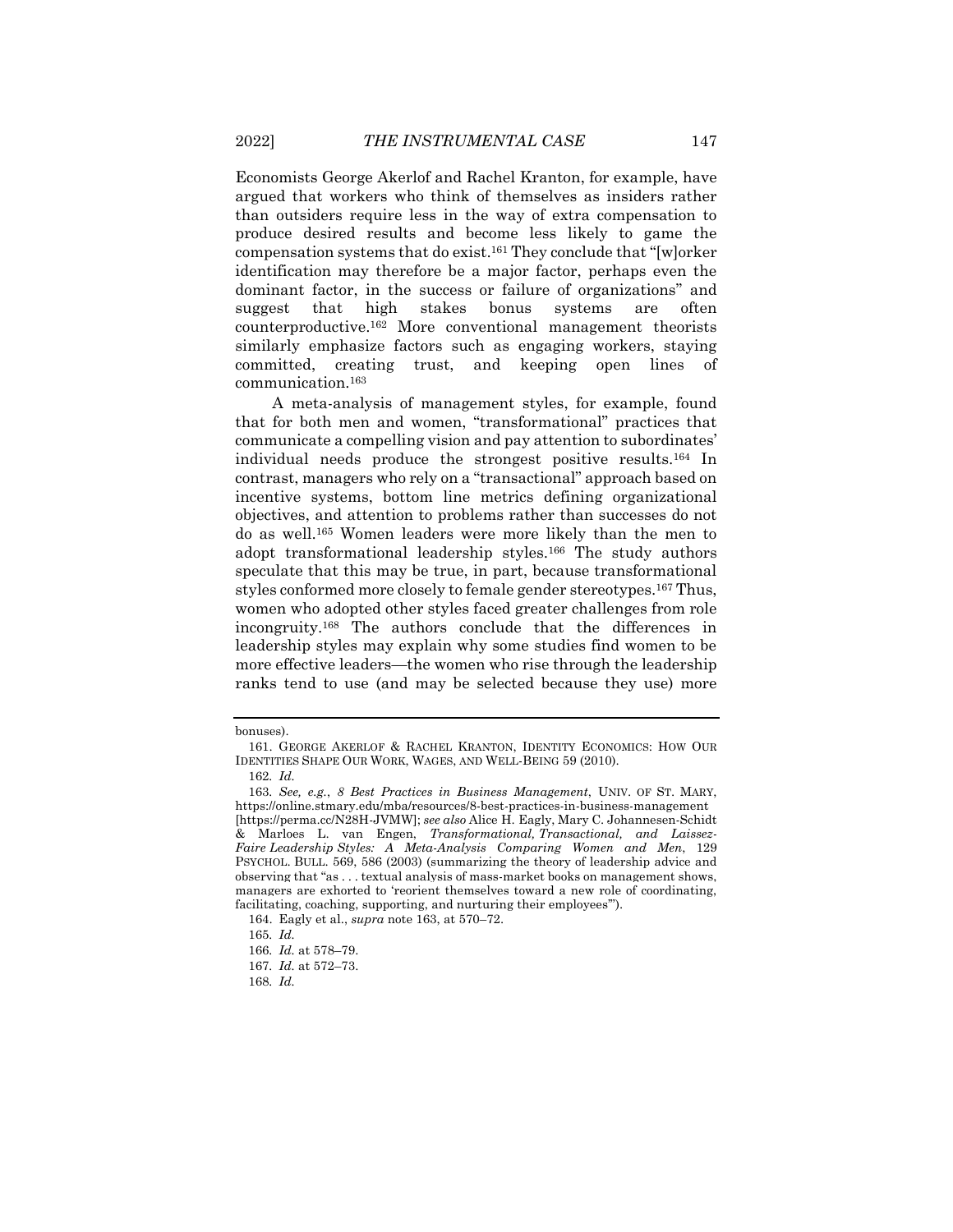Economists George Akerlof and Rachel Kranton, for example, have argued that workers who think of themselves as insiders rather than outsiders require less in the way of extra compensation to produce desired results and become less likely to game the compensation systems that do exist.[161] They conclude that "[w]orker identification may therefore be a major factor, perhaps even the dominant factor, in the success or failure of organizations" and suggest that high stakes bonus systems are often counterproductive.[162] More conventional management theorists similarly emphasize factors such as engaging workers, staying committed, creating trust, and keeping open lines of communication.[163]

A meta-analysis of management styles, for example, found that for both men and women, "transformational" practices that communicate a compelling vision and pay attention to subordinates' individual needs produce the strongest positive results.[164] In contrast, managers who rely on a "transactional" approach based on incentive systems, bottom line metrics defining organizational objectives, and attention to problems rather than successes do not do as well.[165] Women leaders were more likely than the men to adopt transformational leadership styles.[166] The study authors speculate that this may be true, in part, because transformational styles conformed more closely to female gender stereotypes.[167] Thus, women who adopted other styles faced greater challenges from role incongruity.[168] The authors conclude that the differences in leadership styles may explain why some studies find women to be more effective leaders—the women who rise through the leadership ranks tend to use (and may be selected because they use) more

---

bonuses).

161. GEORGE AKERLOF & RACHEL KRANTON, IDENTITY ECONOMICS: HOW OUR IDENTITIES SHAPE OUR WORK, WAGES, AND WELL-BEING 59 (2010).

162. *Id.*

163. *See, e.g.*, *8 Best Practices in Business Management*, UNIV. OF ST. MARY, https://online.stmary.edu/mba/resources/8-best-practices-in-business-management [https://perma.cc/N28H-JVMW]; *see also* Alice H. Eagly, Mary C. Johannesen-Schidt & Marloes L. van Engen, *Transformational, Transactional, and Laissez-Faire Leadership Styles: A Meta-Analysis Comparing Women and Men*, 129 PSYCHOL. BULL. 569, 586 (2003) (summarizing the theory of leadership advice and observing that "as . . . textual analysis of mass-market books on management shows, managers are exhorted to 'reorient themselves toward a new role of coordinating, facilitating, coaching, supporting, and nurturing their employees'").

164. Eagly et al., *supra* note 163, at 570–72.

165. *Id.*

166. *Id.* at 578–79.

167. *Id.* at 572–73.

168. *Id.*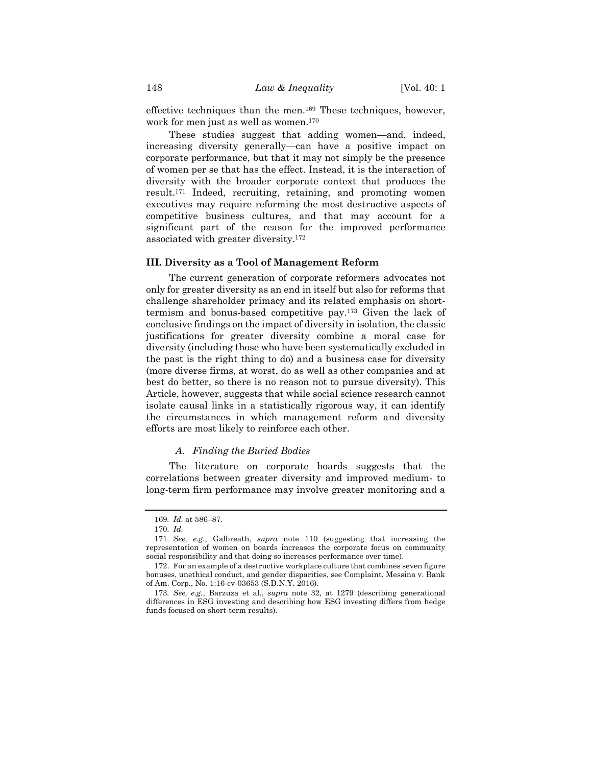effective techniques than the men.[169] These techniques, however, work for men just as well as women.[170]

These studies suggest that adding women—and, indeed, increasing diversity generally—can have a positive impact on corporate performance, but that it may not simply be the presence of women per se that has the effect. Instead, it is the interaction of diversity with the broader corporate context that produces the result.[171] Indeed, recruiting, retaining, and promoting women executives may require reforming the most destructive aspects of competitive business cultures, and that may account for a significant part of the reason for the improved performance associated with greater diversity.[172]

### III. Diversity as a Tool of Management Reform

The current generation of corporate reformers advocates not only for greater diversity as an end in itself but also for reforms that challenge shareholder primacy and its related emphasis on short-termism and bonus-based competitive pay.[173] Given the lack of conclusive findings on the impact of diversity in isolation, the classic justifications for greater diversity combine a moral case for diversity (including those who have been systematically excluded in the past is the right thing to do) and a business case for diversity (more diverse firms, at worst, do as well as other companies and at best do better, so there is no reason not to pursue diversity). This Article, however, suggests that while social science research cannot isolate causal links in a statistically rigorous way, it can identify the circumstances in which management reform and diversity efforts are most likely to reinforce each other.

#### *A. Finding the Buried Bodies*

The literature on corporate boards suggests that the correlations between greater diversity and improved medium- to long-term firm performance may involve greater monitoring and a

---

169. *Id.* at 586–87.

170. *Id.*

171. *See, e.g.*, Galbreath, *supra* note 110 (suggesting that increasing the representation of women on boards increases the corporate focus on community social responsibility and that doing so increases performance over time).

172. For an example of a destructive workplace culture that combines seven figure bonuses, unethical conduct, and gender disparities, see Complaint, Messina v. Bank of Am. Corp., No. 1:16-cv-03653 (S.D.N.Y. 2016).

173. *See, e.g.*, Barzuza et al., *supra* note 32, at 1279 (describing generational differences in ESG investing and describing how ESG investing differs from hedge funds focused on short-term results).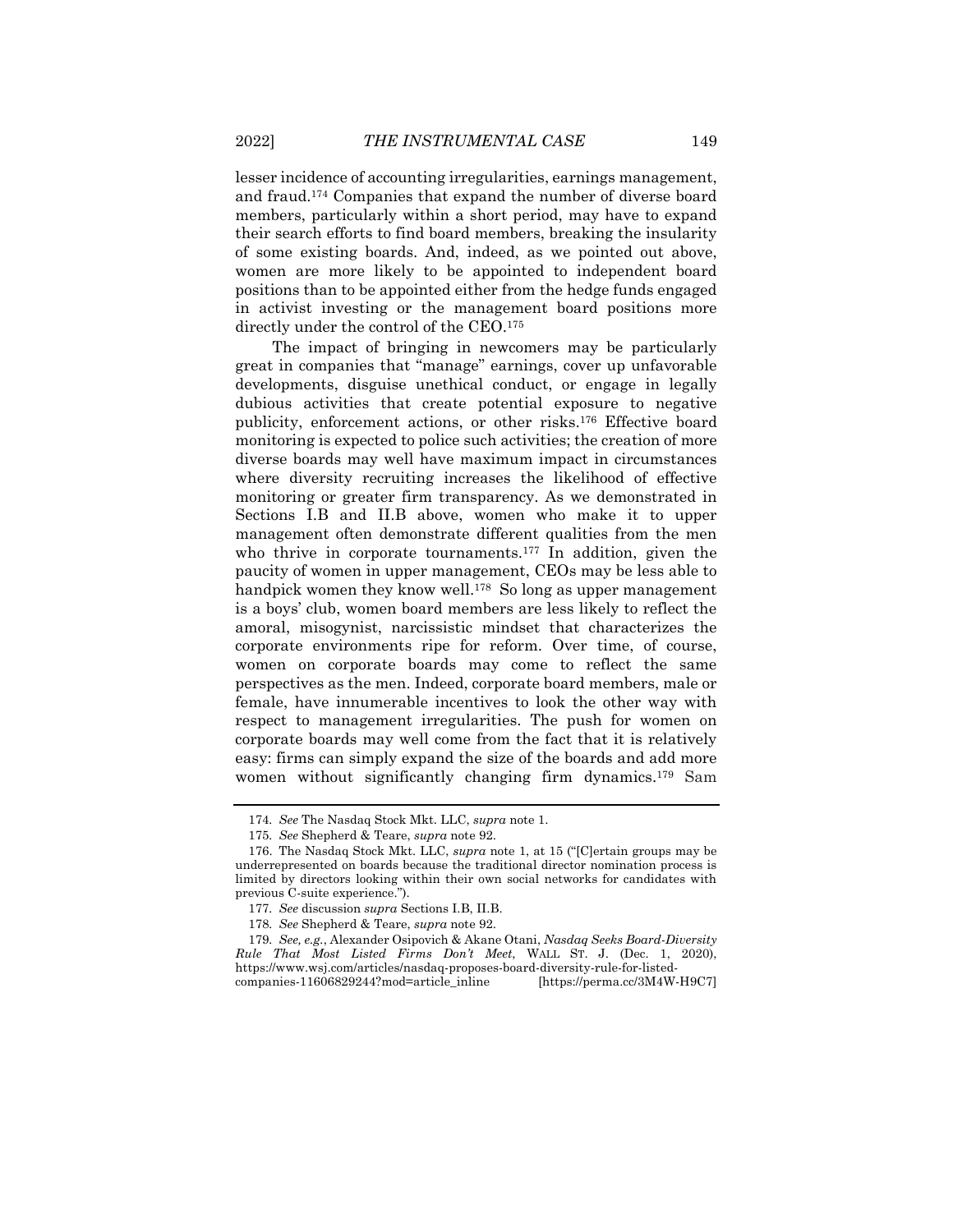lesser incidence of accounting irregularities, earnings management, and fraud.[174] Companies that expand the number of diverse board members, particularly within a short period, may have to expand their search efforts to find board members, breaking the insularity of some existing boards. And, indeed, as we pointed out above, women are more likely to be appointed to independent board positions than to be appointed either from the hedge funds engaged in activist investing or the management board positions more directly under the control of the CEO.[175]

The impact of bringing in newcomers may be particularly great in companies that "manage" earnings, cover up unfavorable developments, disguise unethical conduct, or engage in legally dubious activities that create potential exposure to negative publicity, enforcement actions, or other risks.[176] Effective board monitoring is expected to police such activities; the creation of more diverse boards may well have maximum impact in circumstances where diversity recruiting increases the likelihood of effective monitoring or greater firm transparency. As we demonstrated in Sections I.B and II.B above, women who make it to upper management often demonstrate different qualities from the men who thrive in corporate tournaments.[177] In addition, given the paucity of women in upper management, CEOs may be less able to handpick women they know well.[178] So long as upper management is a boys' club, women board members are less likely to reflect the amoral, misogynist, narcissistic mindset that characterizes the corporate environments ripe for reform. Over time, of course, women on corporate boards may come to reflect the same perspectives as the men. Indeed, corporate board members, male or female, have innumerable incentives to look the other way with respect to management irregularities. The push for women on corporate boards may well come from the fact that it is relatively easy: firms can simply expand the size of the boards and add more women without significantly changing firm dynamics.[179] Sam

---

174. *See* The Nasdaq Stock Mkt. LLC, *supra* note 1.

175. *See* Shepherd & Teare, *supra* note 92.

176. The Nasdaq Stock Mkt. LLC, *supra* note 1, at 15 ("[C]ertain groups may be underrepresented on boards because the traditional director nomination process is limited by directors looking within their own social networks for candidates with previous C-suite experience.").

177. *See* discussion *supra* Sections I.B, II.B.

178. *See* Shepherd & Teare, *supra* note 92.

179. *See, e.g.*, Alexander Osipovich & Akane Otani, *Nasdaq Seeks Board-Diversity Rule That Most Listed Firms Don't Meet*, WALL ST. J. (Dec. 1, 2020), https://www.wsj.com/articles/nasdaq-proposes-board-diversity-rule-for-listed-companies-11606829244?mod=article_inline [https://perma.cc/3M4W-H9C7]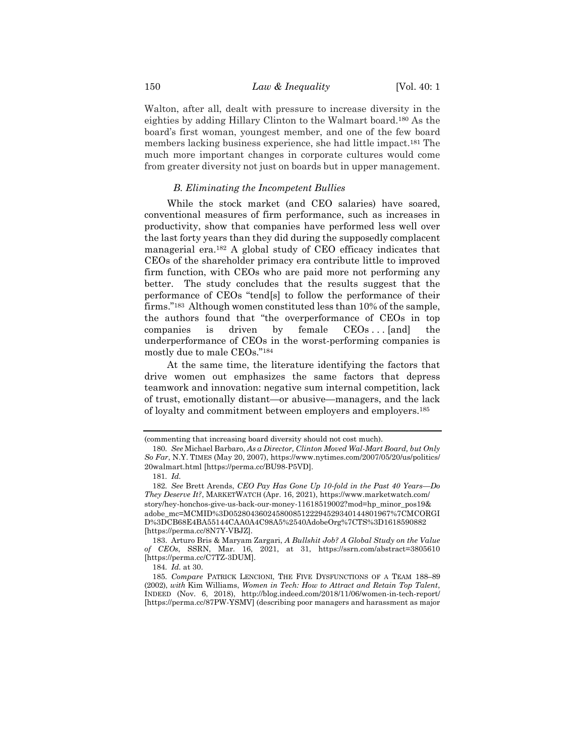Walton, after all, dealt with pressure to increase diversity in the eighties by adding Hillary Clinton to the Walmart board.[180] As the board's first woman, youngest member, and one of the few board members lacking business experience, she had little impact.[181] The much more important changes in corporate cultures would come from greater diversity not just on boards but in upper management.

### *B. Eliminating the Incompetent Bullies*

While the stock market (and CEO salaries) have soared, conventional measures of firm performance, such as increases in productivity, show that companies have performed less well over the last forty years than they did during the supposedly complacent managerial era.[182] A global study of CEO efficacy indicates that CEOs of the shareholder primacy era contribute little to improved firm function, with CEOs who are paid more not performing any better. The study concludes that the results suggest that the performance of CEOs "tend[s] to follow the performance of their firms."[183] Although women constituted less than 10% of the sample, the authors found that "the overperformance of CEOs in top companies is driven by female CEOs . . . [and] the underperformance of CEOs in the worst-performing companies is mostly due to male CEOs."[184]

At the same time, the literature identifying the factors that drive women out emphasizes the same factors that depress teamwork and innovation: negative sum internal competition, lack of trust, emotionally distant—or abusive—managers, and the lack of loyalty and commitment between employers and employers.[185]

---

(commenting that increasing board diversity should not cost much).

180. *See* Michael Barbaro, *As a Director, Clinton Moved Wal-Mart Board, but Only So Far*, N.Y. TIMES (May 20, 2007), https://www.nytimes.com/2007/05/20/us/politics/20walmart.html [https://perma.cc/BU98-P5VD].

181. *Id.*

182. *See* Brett Arends, *CEO Pay Has Gone Up 10-fold in the Past 40 Years—Do They Deserve It?*, MARKETWATCH (Apr. 16, 2021), https://www.marketwatch.com/story/hey-honchos-give-us-back-our-money-11618519002?mod=hp_minor_pos19&adobe_mc=MCMID%3D05280436024580085122294529340144801967%7CMCORGID%3DCB68E4BA55144CAA0A4C98A5%2540AdobeOrg%7CTS%3D1618590882 [https://perma.cc/8N7Y-VBJZ].

183. Arturo Bris & Maryam Zargari, *A Bullshit Job? A Global Study on the Value of CEOs*, SSRN, Mar. 16, 2021, at 31, https://ssrn.com/abstract=3805610 [https://perma.cc/C7TZ-3DUM].

184. *Id.* at 30.

185. *Compare* PATRICK LENCIONI, THE FIVE DYSFUNCTIONS OF A TEAM 188–89 (2002), *with* Kim Williams, *Women in Tech: How to Attract and Retain Top Talent*, INDEED (Nov. 6, 2018), http://blog.indeed.com/2018/11/06/women-in-tech-report/ [https://perma.cc/87PW-YSMV] (describing poor managers and harassment as major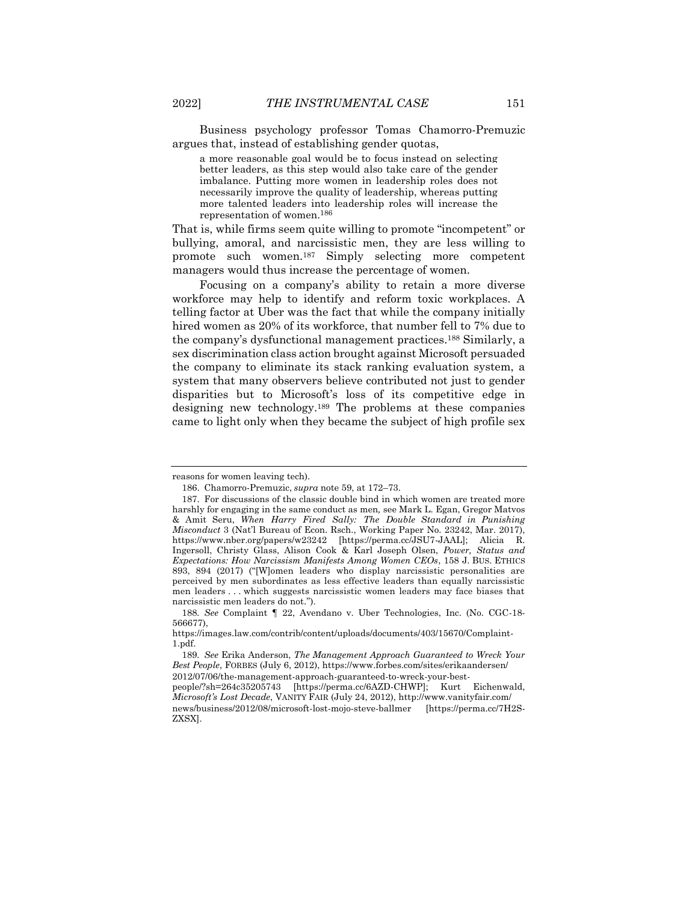Business psychology professor Tomas Chamorro-Premuzic argues that, instead of establishing gender quotas,

> a more reasonable goal would be to focus instead on selecting better leaders, as this step would also take care of the gender imbalance. Putting more women in leadership roles does not necessarily improve the quality of leadership, whereas putting more talented leaders into leadership roles will increase the representation of women.[186]

That is, while firms seem quite willing to promote "incompetent" or bullying, amoral, and narcissistic men, they are less willing to promote such women.[187] Simply selecting more competent managers would thus increase the percentage of women.

Focusing on a company's ability to retain a more diverse workforce may help to identify and reform toxic workplaces. A telling factor at Uber was the fact that while the company initially hired women as 20% of its workforce, that number fell to 7% due to the company's dysfunctional management practices.[188] Similarly, a sex discrimination class action brought against Microsoft persuaded the company to eliminate its stack ranking evaluation system, a system that many observers believe contributed not just to gender disparities but to Microsoft's loss of its competitive edge in designing new technology.[189] The problems at these companies came to light only when they became the subject of high profile sex

---

reasons for women leaving tech).

186. Chamorro-Premuzic, *supra* note 59, at 172–73.

187. For discussions of the classic double bind in which women are treated more harshly for engaging in the same conduct as men, see Mark L. Egan, Gregor Matvos & Amit Seru, *When Harry Fired Sally: The Double Standard in Punishing Misconduct* 3 (Nat'l Bureau of Econ. Rsch., Working Paper No. 23242, Mar. 2017), https://www.nber.org/papers/w23242 [https://perma.cc/JSU7-JAAL]; Alicia R. Ingersoll, Christy Glass, Alison Cook & Karl Joseph Olsen, *Power, Status and Expectations: How Narcissism Manifests Among Women CEOs*, 158 J. BUS. ETHICS 893, 894 (2017) ("[W]omen leaders who display narcissistic personalities are perceived by men subordinates as less effective leaders than equally narcissistic men leaders . . . which suggests narcissistic women leaders may face biases that narcissistic men leaders do not.").

188. *See* Complaint ¶ 22, Avendano v. Uber Technologies, Inc. (No. CGC-18-566677), https://images.law.com/contrib/content/uploads/documents/403/15670/Complaint-1.pdf.

189. *See* Erika Anderson, *The Management Approach Guaranteed to Wreck Your Best People*, FORBES (July 6, 2012), https://www.forbes.com/sites/erikaandersen/2012/07/06/the-management-approach-guaranteed-to-wreck-your-best-people/?sh=264c35205743 [https://perma.cc/6AZD-CHWP]; Kurt Eichenwald, *Microsoft's Lost Decade*, VANITY FAIR (July 24, 2012), http://www.vanityfair.com/news/business/2012/08/microsoft-lost-mojo-steve-ballmer [https://perma.cc/7H2S-ZXSX].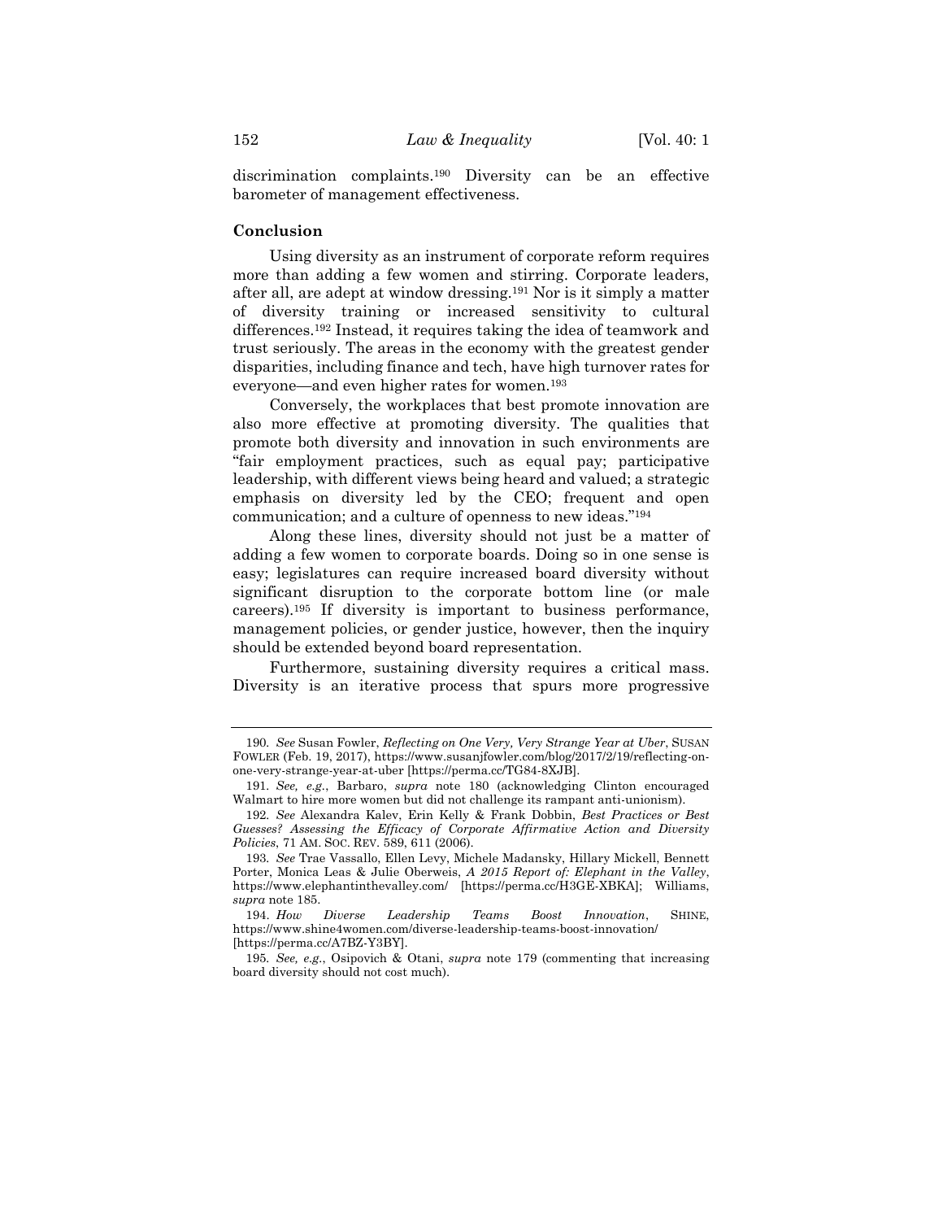discrimination complaints.[190] Diversity can be an effective barometer of management effectiveness.

## Conclusion

Using diversity as an instrument of corporate reform requires more than adding a few women and stirring. Corporate leaders, after all, are adept at window dressing.[191] Nor is it simply a matter of diversity training or increased sensitivity to cultural differences.[192] Instead, it requires taking the idea of teamwork and trust seriously. The areas in the economy with the greatest gender disparities, including finance and tech, have high turnover rates for everyone—and even higher rates for women.[193]

Conversely, the workplaces that best promote innovation are also more effective at promoting diversity. The qualities that promote both diversity and innovation in such environments are "fair employment practices, such as equal pay; participative leadership, with different views being heard and valued; a strategic emphasis on diversity led by the CEO; frequent and open communication; and a culture of openness to new ideas."[194]

Along these lines, diversity should not just be a matter of adding a few women to corporate boards. Doing so in one sense is easy; legislatures can require increased board diversity without significant disruption to the corporate bottom line (or male careers).[195] If diversity is important to business performance, management policies, or gender justice, however, then the inquiry should be extended beyond board representation.

Furthermore, sustaining diversity requires a critical mass. Diversity is an iterative process that spurs more progressive

---

190. *See* Susan Fowler, *Reflecting on One Very, Very Strange Year at Uber*, SUSAN FOWLER (Feb. 19, 2017), https://www.susanjfowler.com/blog/2017/2/19/reflecting-on-one-very-strange-year-at-uber [https://perma.cc/TG84-8XJB].

191. *See, e.g.*, Barbaro, *supra* note 180 (acknowledging Clinton encouraged Walmart to hire more women but did not challenge its rampant anti-unionism).

192. *See* Alexandra Kalev, Erin Kelly & Frank Dobbin, *Best Practices or Best Guesses? Assessing the Efficacy of Corporate Affirmative Action and Diversity Policies*, 71 AM. SOC. REV. 589, 611 (2006).

193. *See* Trae Vassallo, Ellen Levy, Michele Madansky, Hillary Mickell, Bennett Porter, Monica Leas & Julie Oberweis, *A 2015 Report of: Elephant in the Valley*, https://www.elephantinthevalley.com/ [https://perma.cc/H3GE-XBKA]; Williams, *supra* note 185.

194. *How Diverse Leadership Teams Boost Innovation*, SHINE, https://www.shine4women.com/diverse-leadership-teams-boost-innovation/ [https://perma.cc/A7BZ-Y3BY].

195. *See, e.g.*, Osipovich & Otani, *supra* note 179 (commenting that increasing board diversity should not cost much).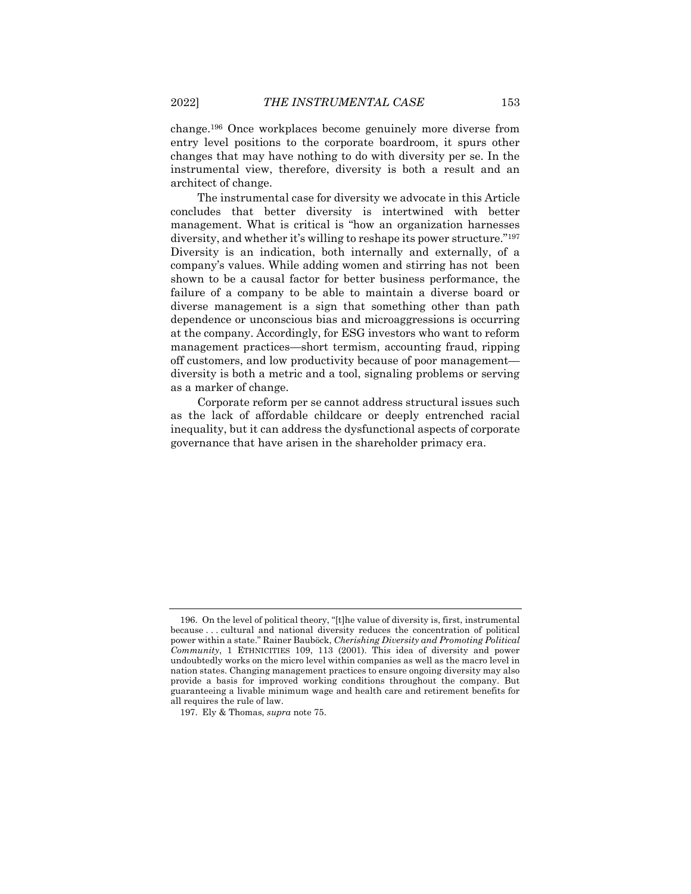change.[196] Once workplaces become genuinely more diverse from entry level positions to the corporate boardroom, it spurs other changes that may have nothing to do with diversity per se. In the instrumental view, therefore, diversity is both a result and an architect of change.

The instrumental case for diversity we advocate in this Article concludes that better diversity is intertwined with better management. What is critical is "how an organization harnesses diversity, and whether it's willing to reshape its power structure."[197] Diversity is an indication, both internally and externally, of a company's values. While adding women and stirring has not been shown to be a causal factor for better business performance, the failure of a company to be able to maintain a diverse board or diverse management is a sign that something other than path dependence or unconscious bias and microaggressions is occurring at the company. Accordingly, for ESG investors who want to reform management practices—short termism, accounting fraud, ripping off customers, and low productivity because of poor management—diversity is both a metric and a tool, signaling problems or serving as a marker of change.

Corporate reform per se cannot address structural issues such as the lack of affordable childcare or deeply entrenched racial inequality, but it can address the dysfunctional aspects of corporate governance that have arisen in the shareholder primacy era.

---

196. On the level of political theory, "[t]he value of diversity is, first, instrumental because . . . cultural and national diversity reduces the concentration of political power within a state." Rainer Bauböck, *Cherishing Diversity and Promoting Political Community*, 1 ETHNICITIES 109, 113 (2001). This idea of diversity and power undoubtedly works on the micro level within companies as well as the macro level in nation states. Changing management practices to ensure ongoing diversity may also provide a basis for improved working conditions throughout the company. But guaranteeing a livable minimum wage and health care and retirement benefits for all requires the rule of law.

197. Ely & Thomas, *supra* note 75.